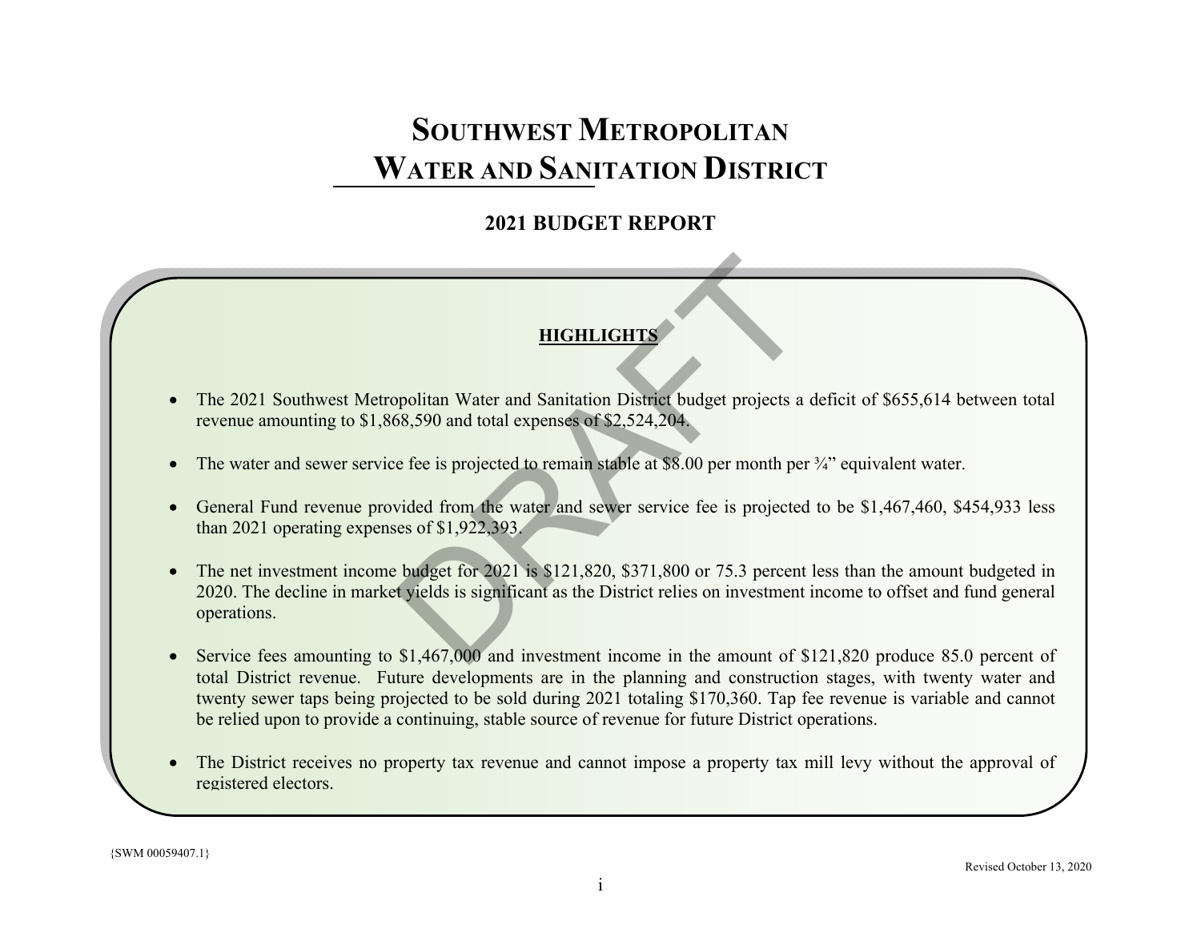# SOUTHWEST METROPOLITAN WATER AND SANITATION DISTRICT

## 2021 BUDGET REPORT

### HIGHLIGHTS

- The 2021 Southwest Metropolitan Water and Sanitation District budget projects a deficit of $655,614 between total revenue amounting to $1,868,590 and total expenses of $2,524,204.

- The water and sewer service fee is projected to remain stable at $8.00 per month per ¾" equivalent water.

- General Fund revenue provided from the water and sewer service fee is projected to be $1,467,460, $454,933 less than 2021 operating expenses of $1,922,393.

- The net investment income budget for 2021 is $121,820, $371,800 or 75.3 percent less than the amount budgeted in 2020. The decline in market yields is significant as the District relies on investment income to offset and fund general operations.

- Service fees amounting to $1,467,000 and investment income in the amount of $121,820 produce 85.0 percent of total District revenue. Future developments are in the planning and construction stages, with twenty water and twenty sewer taps being projected to be sold during 2021 totaling $170,360. Tap fee revenue is variable and cannot be relied upon to provide a continuing, stable source of revenue for future District operations.

- The District receives no property tax revenue and cannot impose a property tax mill levy without the approval of registered electors.

{SWM 00059407.1}

Revised October 13, 2020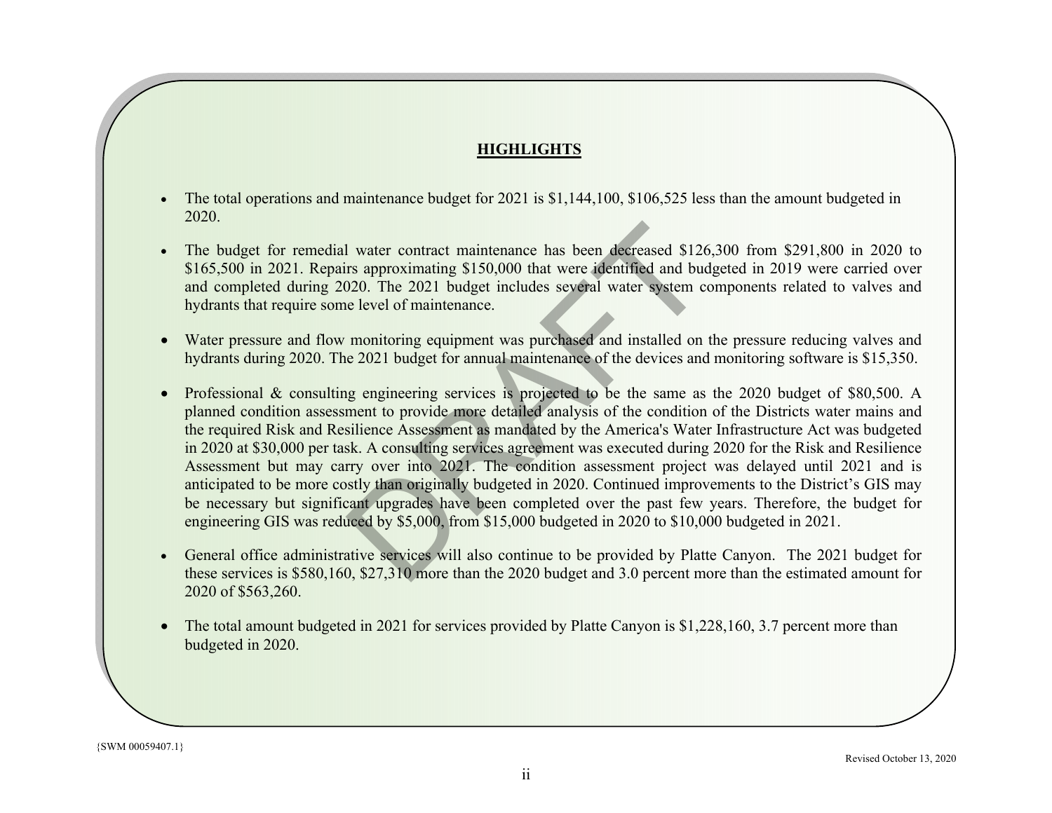## HIGHLIGHTS

- The total operations and maintenance budget for 2021 is $1,144,100, $106,525 less than the amount budgeted in 2020.

- The budget for remedial water contract maintenance has been decreased $126,300 from $291,800 in 2020 to $165,500 in 2021. Repairs approximating $150,000 that were identified and budgeted in 2019 were carried over and completed during 2020. The 2021 budget includes several water system components related to valves and hydrants that require some level of maintenance.

- Water pressure and flow monitoring equipment was purchased and installed on the pressure reducing valves and hydrants during 2020. The 2021 budget for annual maintenance of the devices and monitoring software is $15,350.

- Professional & consulting engineering services is projected to be the same as the 2020 budget of $80,500. A planned condition assessment to provide more detailed analysis of the condition of the Districts water mains and the required Risk and Resilience Assessment as mandated by the America's Water Infrastructure Act was budgeted in 2020 at $30,000 per task. A consulting services agreement was executed during 2020 for the Risk and Resilience Assessment but may carry over into 2021. The condition assessment project was delayed until 2021 and is anticipated to be more costly than originally budgeted in 2020. Continued improvements to the District's GIS may be necessary but significant upgrades have been completed over the past few years. Therefore, the budget for engineering GIS was reduced by $5,000, from $15,000 budgeted in 2020 to $10,000 budgeted in 2021.

- General office administrative services will also continue to be provided by Platte Canyon. The 2021 budget for these services is $580,160, $27,310 more than the 2020 budget and 3.0 percent more than the estimated amount for 2020 of $563,260.

- The total amount budgeted in 2021 for services provided by Platte Canyon is $1,228,160, 3.7 percent more than budgeted in 2020.

{SWM 00059407.1}

Revised October 13, 2020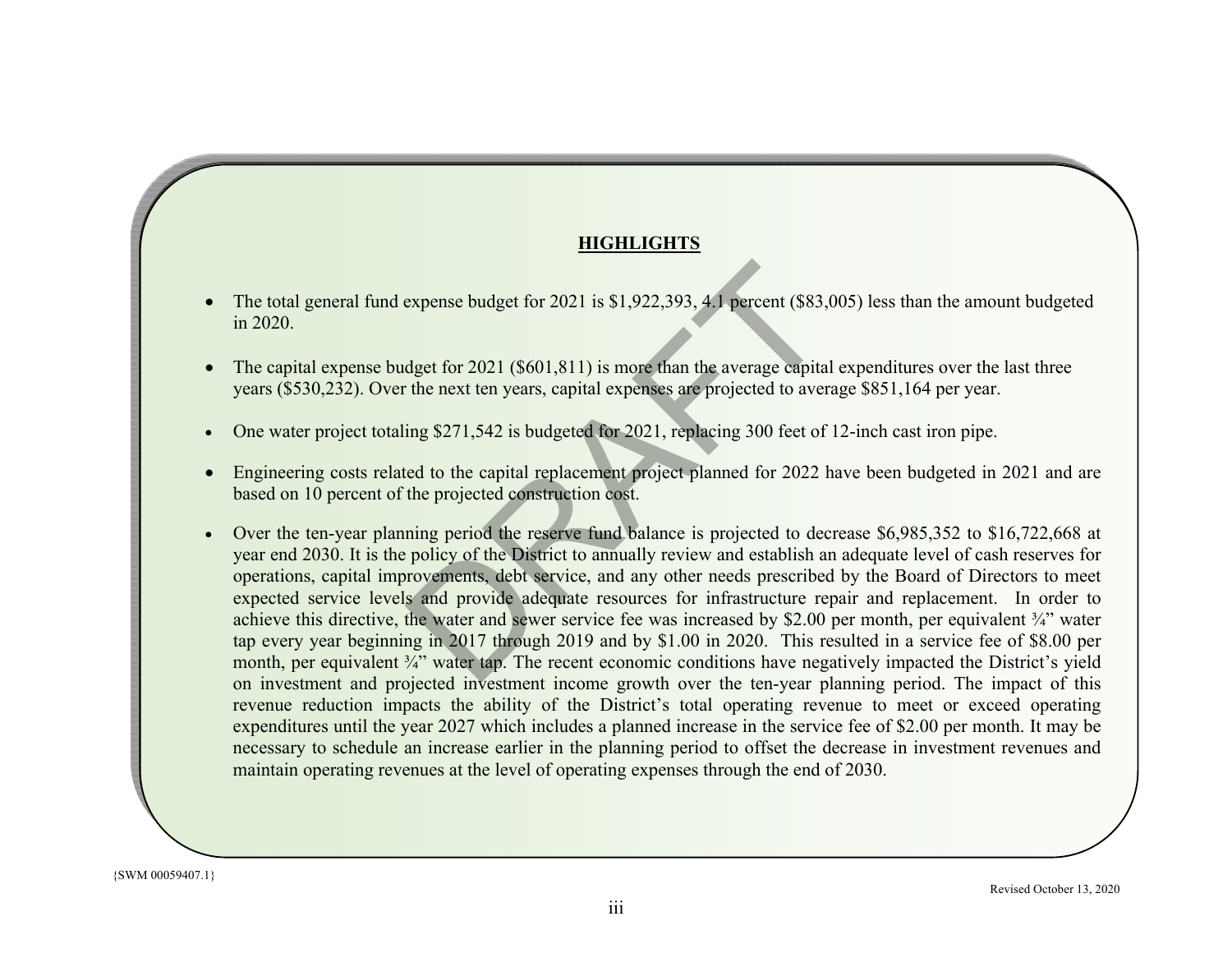## HIGHLIGHTS

- The total general fund expense budget for 2021 is $1,922,393, 4.1 percent ($83,005) less than the amount budgeted in 2020.
- The capital expense budget for 2021 ($601,811) is more than the average capital expenditures over the last three years ($530,232). Over the next ten years, capital expenses are projected to average $851,164 per year.
- One water project totaling $271,542 is budgeted for 2021, replacing 300 feet of 12-inch cast iron pipe.
- Engineering costs related to the capital replacement project planned for 2022 have been budgeted in 2021 and are based on 10 percent of the projected construction cost.
- Over the ten-year planning period the reserve fund balance is projected to decrease $6,985,352 to $16,722,668 at year end 2030. It is the policy of the District to annually review and establish an adequate level of cash reserves for operations, capital improvements, debt service, and any other needs prescribed by the Board of Directors to meet expected service levels and provide adequate resources for infrastructure repair and replacement. In order to achieve this directive, the water and sewer service fee was increased by $2.00 per month, per equivalent ¾" water tap every year beginning in 2017 through 2019 and by $1.00 in 2020. This resulted in a service fee of $8.00 per month, per equivalent ¾" water tap. The recent economic conditions have negatively impacted the District's yield on investment and projected investment income growth over the ten-year planning period. The impact of this revenue reduction impacts the ability of the District's total operating revenue to meet or exceed operating expenditures until the year 2027 which includes a planned increase in the service fee of $2.00 per month. It may be necessary to schedule an increase earlier in the planning period to offset the decrease in investment revenues and maintain operating revenues at the level of operating expenses through the end of 2030.

{SWM 00059407.1}

Revised October 13, 2020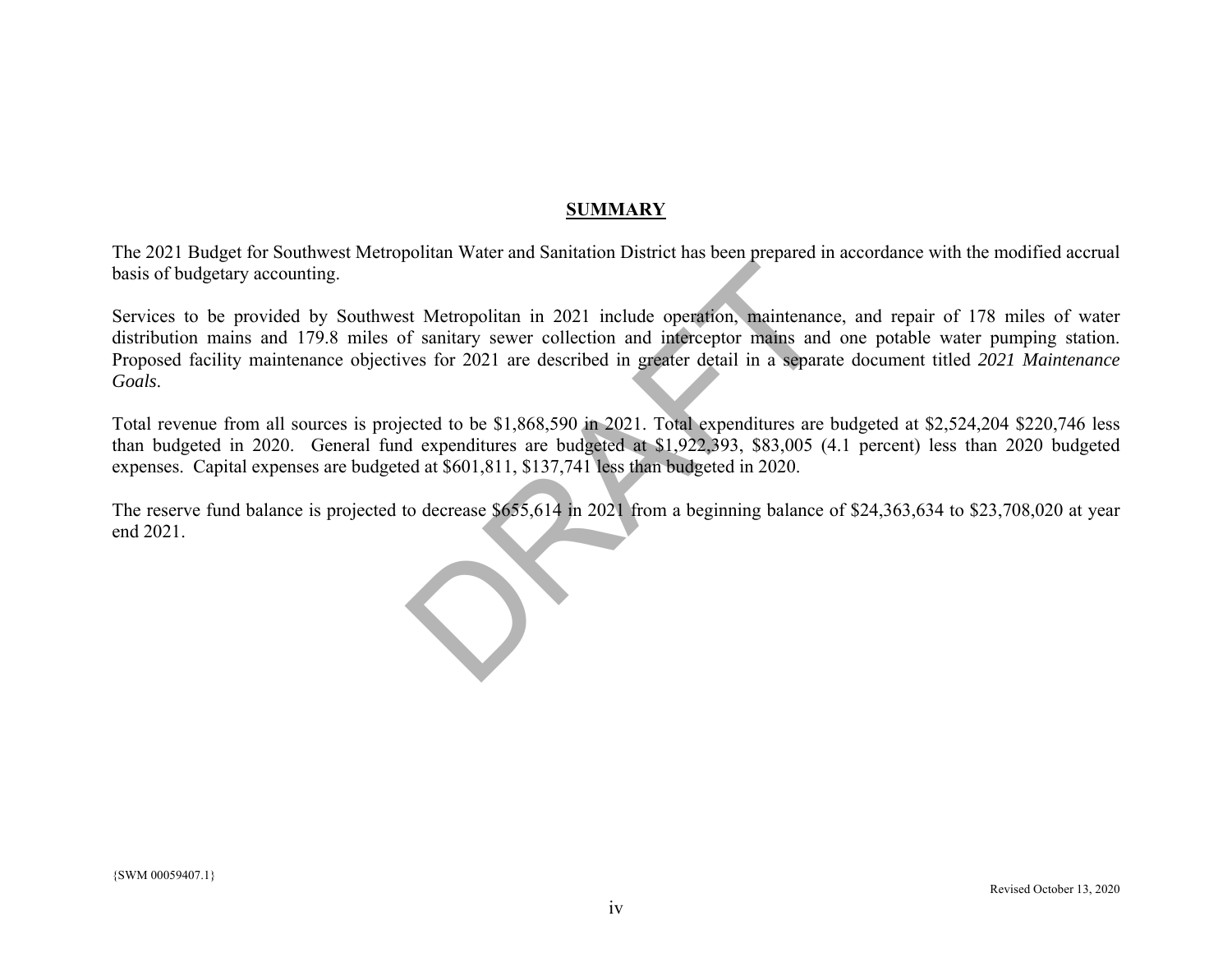## SUMMARY

The 2021 Budget for Southwest Metropolitan Water and Sanitation District has been prepared in accordance with the modified accrual basis of budgetary accounting.

Services to be provided by Southwest Metropolitan in 2021 include operation, maintenance, and repair of 178 miles of water distribution mains and 179.8 miles of sanitary sewer collection and interceptor mains and one potable water pumping station. Proposed facility maintenance objectives for 2021 are described in greater detail in a separate document titled *2021 Maintenance Goals*.

Total revenue from all sources is projected to be $1,868,590 in 2021. Total expenditures are budgeted at $2,524,204 $220,746 less than budgeted in 2020. General fund expenditures are budgeted at $1,922,393, $83,005 (4.1 percent) less than 2020 budgeted expenses. Capital expenses are budgeted at $601,811, $137,741 less than budgeted in 2020.

The reserve fund balance is projected to decrease $655,614 in 2021 from a beginning balance of $24,363,634 to $23,708,020 at year end 2021.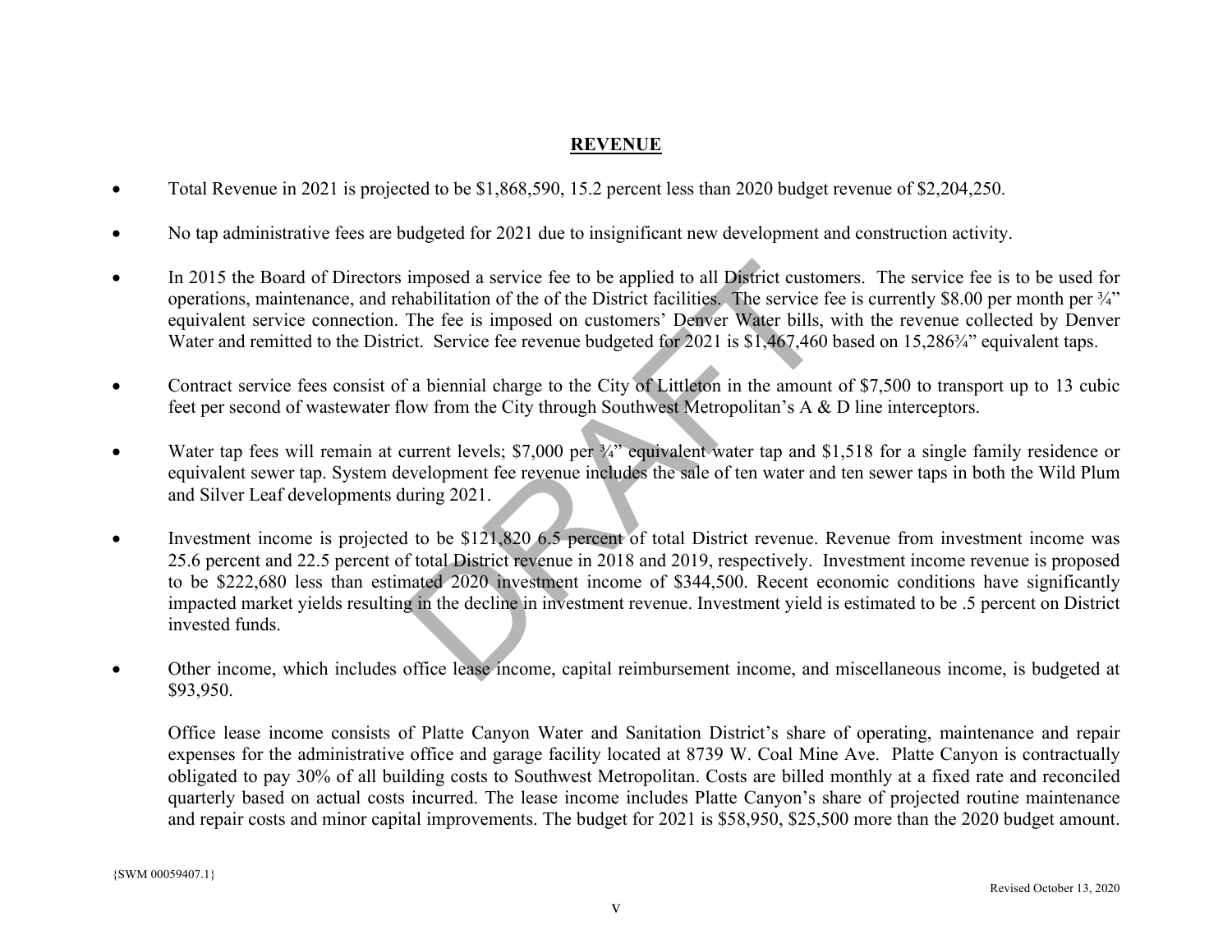## REVENUE

- Total Revenue in 2021 is projected to be $1,868,590, 15.2 percent less than 2020 budget revenue of $2,204,250.

- No tap administrative fees are budgeted for 2021 due to insignificant new development and construction activity.

- In 2015 the Board of Directors imposed a service fee to be applied to all District customers. The service fee is to be used for operations, maintenance, and rehabilitation of the of the District facilities. The service fee is currently $8.00 per month per ¾" equivalent service connection. The fee is imposed on customers' Denver Water bills, with the revenue collected by Denver Water and remitted to the District. Service fee revenue budgeted for 2021 is $1,467,460 based on 15,286¾" equivalent taps.

- Contract service fees consist of a biennial charge to the City of Littleton in the amount of $7,500 to transport up to 13 cubic feet per second of wastewater flow from the City through Southwest Metropolitan's A & D line interceptors.

- Water tap fees will remain at current levels; $7,000 per ¾" equivalent water tap and $1,518 for a single family residence or equivalent sewer tap. System development fee revenue includes the sale of ten water and ten sewer taps in both the Wild Plum and Silver Leaf developments during 2021.

- Investment income is projected to be $121,820 6.5 percent of total District revenue. Revenue from investment income was 25.6 percent and 22.5 percent of total District revenue in 2018 and 2019, respectively. Investment income revenue is proposed to be $222,680 less than estimated 2020 investment income of $344,500. Recent economic conditions have significantly impacted market yields resulting in the decline in investment revenue. Investment yield is estimated to be .5 percent on District invested funds.

- Other income, which includes office lease income, capital reimbursement income, and miscellaneous income, is budgeted at $93,950.

  Office lease income consists of Platte Canyon Water and Sanitation District's share of operating, maintenance and repair expenses for the administrative office and garage facility located at 8739 W. Coal Mine Ave. Platte Canyon is contractually obligated to pay 30% of all building costs to Southwest Metropolitan. Costs are billed monthly at a fixed rate and reconciled quarterly based on actual costs incurred. The lease income includes Platte Canyon's share of projected routine maintenance and repair costs and minor capital improvements. The budget for 2021 is $58,950, $25,500 more than the 2020 budget amount.

{SWM 00059407.1}

Revised October 13, 2020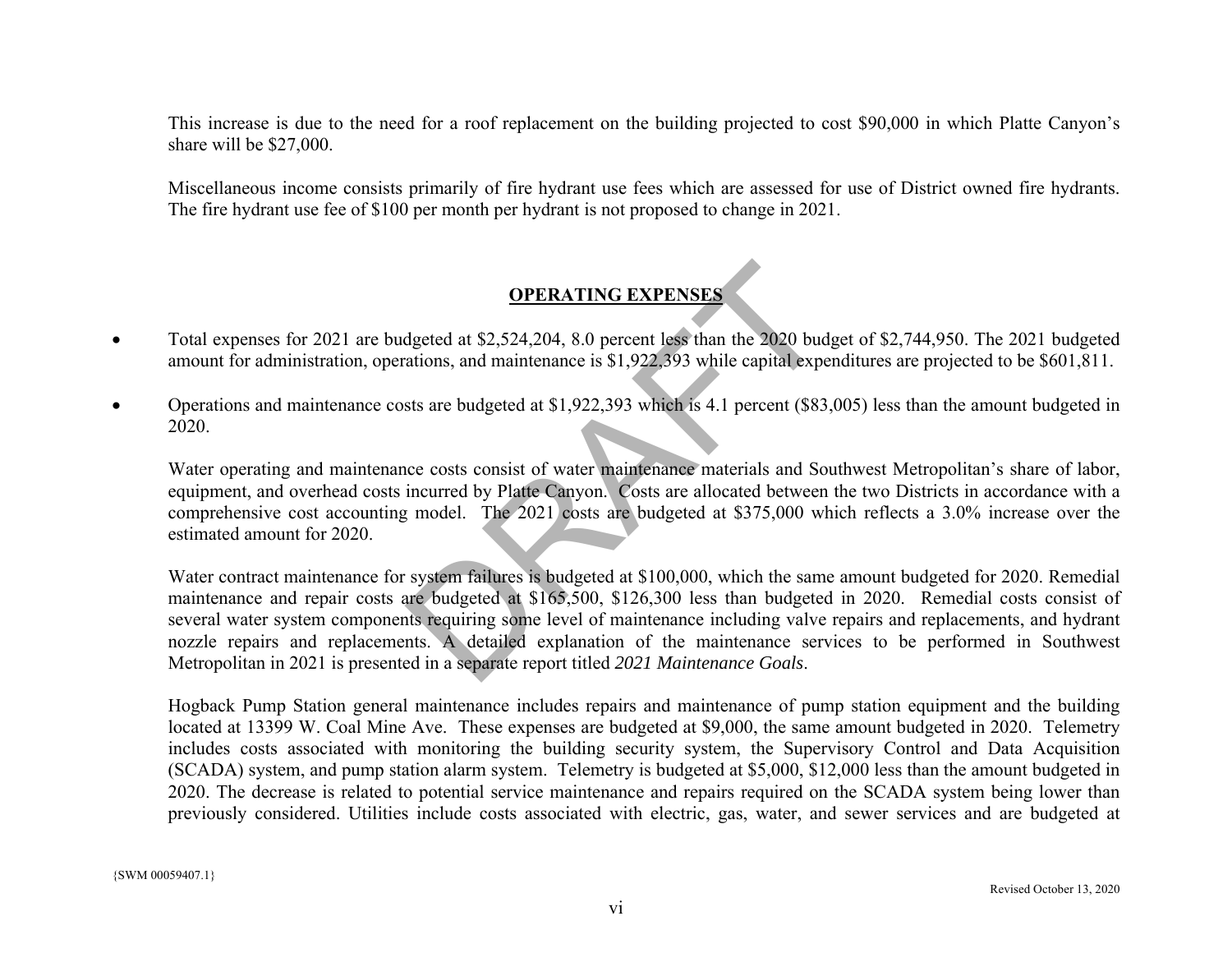This increase is due to the need for a roof replacement on the building projected to cost $90,000 in which Platte Canyon's share will be $27,000.

Miscellaneous income consists primarily of fire hydrant use fees which are assessed for use of District owned fire hydrants. The fire hydrant use fee of $100 per month per hydrant is not proposed to change in 2021.

## OPERATING EXPENSES

- Total expenses for 2021 are budgeted at $2,524,204, 8.0 percent less than the 2020 budget of $2,744,950. The 2021 budgeted amount for administration, operations, and maintenance is $1,922,393 while capital expenditures are projected to be $601,811.

- Operations and maintenance costs are budgeted at $1,922,393 which is 4.1 percent ($83,005) less than the amount budgeted in 2020.

  Water operating and maintenance costs consist of water maintenance materials and Southwest Metropolitan's share of labor, equipment, and overhead costs incurred by Platte Canyon. Costs are allocated between the two Districts in accordance with a comprehensive cost accounting model. The 2021 costs are budgeted at $375,000 which reflects a 3.0% increase over the estimated amount for 2020.

  Water contract maintenance for system failures is budgeted at $100,000, which the same amount budgeted for 2020. Remedial maintenance and repair costs are budgeted at $165,500, $126,300 less than budgeted in 2020. Remedial costs consist of several water system components requiring some level of maintenance including valve repairs and replacements, and hydrant nozzle repairs and replacements. A detailed explanation of the maintenance services to be performed in Southwest Metropolitan in 2021 is presented in a separate report titled *2021 Maintenance Goals*.

  Hogback Pump Station general maintenance includes repairs and maintenance of pump station equipment and the building located at 13399 W. Coal Mine Ave. These expenses are budgeted at $9,000, the same amount budgeted in 2020. Telemetry includes costs associated with monitoring the building security system, the Supervisory Control and Data Acquisition (SCADA) system, and pump station alarm system. Telemetry is budgeted at $5,000, $12,000 less than the amount budgeted in 2020. The decrease is related to potential service maintenance and repairs required on the SCADA system being lower than previously considered. Utilities include costs associated with electric, gas, water, and sewer services and are budgeted at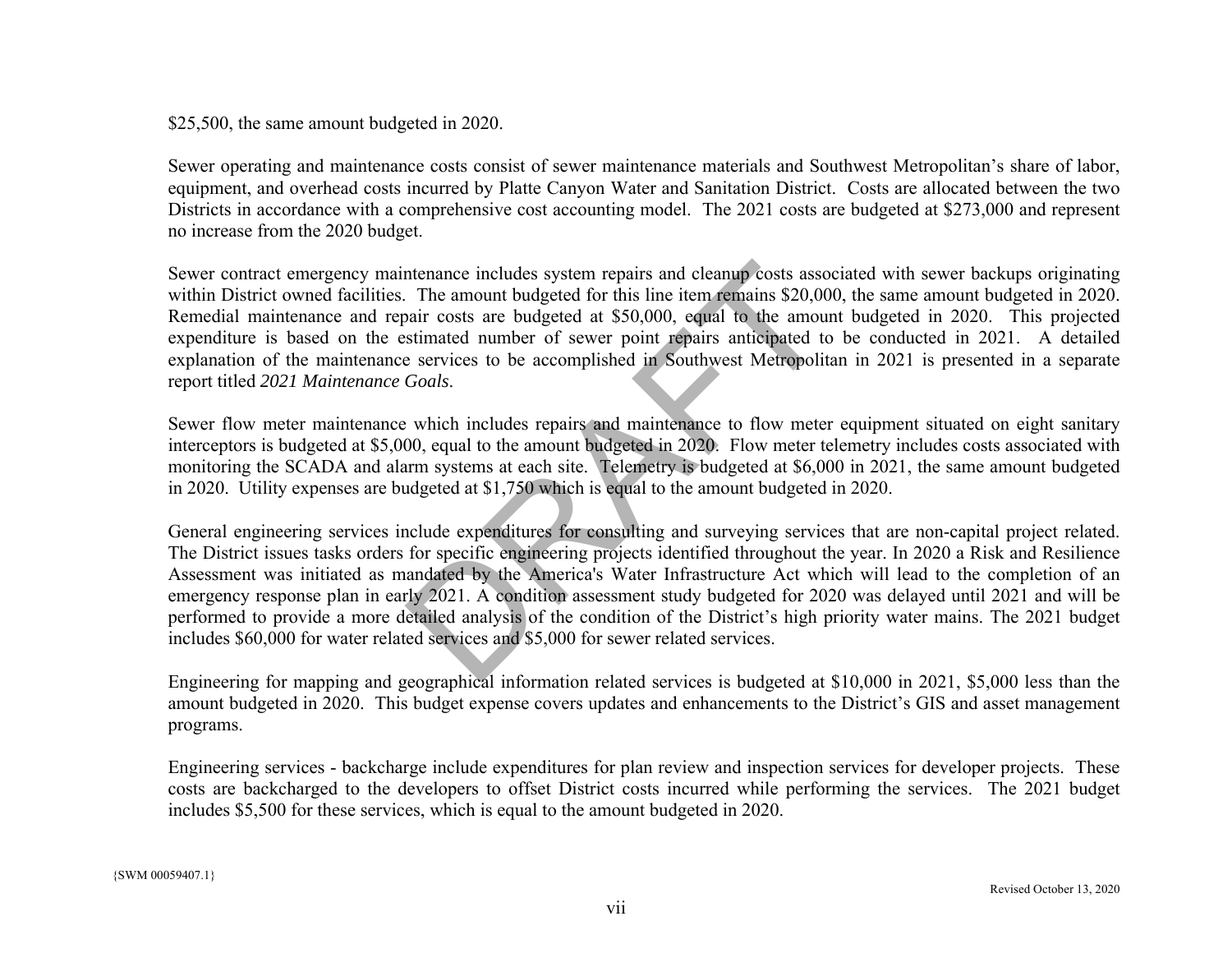$25,500, the same amount budgeted in 2020.

Sewer operating and maintenance costs consist of sewer maintenance materials and Southwest Metropolitan's share of labor, equipment, and overhead costs incurred by Platte Canyon Water and Sanitation District. Costs are allocated between the two Districts in accordance with a comprehensive cost accounting model. The 2021 costs are budgeted at $273,000 and represent no increase from the 2020 budget.

Sewer contract emergency maintenance includes system repairs and cleanup costs associated with sewer backups originating within District owned facilities. The amount budgeted for this line item remains $20,000, the same amount budgeted in 2020. Remedial maintenance and repair costs are budgeted at $50,000, equal to the amount budgeted in 2020. This projected expenditure is based on the estimated number of sewer point repairs anticipated to be conducted in 2021. A detailed explanation of the maintenance services to be accomplished in Southwest Metropolitan in 2021 is presented in a separate report titled *2021 Maintenance Goals*.

Sewer flow meter maintenance which includes repairs and maintenance to flow meter equipment situated on eight sanitary interceptors is budgeted at $5,000, equal to the amount budgeted in 2020. Flow meter telemetry includes costs associated with monitoring the SCADA and alarm systems at each site. Telemetry is budgeted at $6,000 in 2021, the same amount budgeted in 2020. Utility expenses are budgeted at $1,750 which is equal to the amount budgeted in 2020.

General engineering services include expenditures for consulting and surveying services that are non-capital project related. The District issues tasks orders for specific engineering projects identified throughout the year. In 2020 a Risk and Resilience Assessment was initiated as mandated by the America's Water Infrastructure Act which will lead to the completion of an emergency response plan in early 2021. A condition assessment study budgeted for 2020 was delayed until 2021 and will be performed to provide a more detailed analysis of the condition of the District's high priority water mains. The 2021 budget includes $60,000 for water related services and $5,000 for sewer related services.

Engineering for mapping and geographical information related services is budgeted at $10,000 in 2021, $5,000 less than the amount budgeted in 2020. This budget expense covers updates and enhancements to the District's GIS and asset management programs.

Engineering services - backcharge include expenditures for plan review and inspection services for developer projects. These costs are backcharged to the developers to offset District costs incurred while performing the services. The 2021 budget includes $5,500 for these services, which is equal to the amount budgeted in 2020.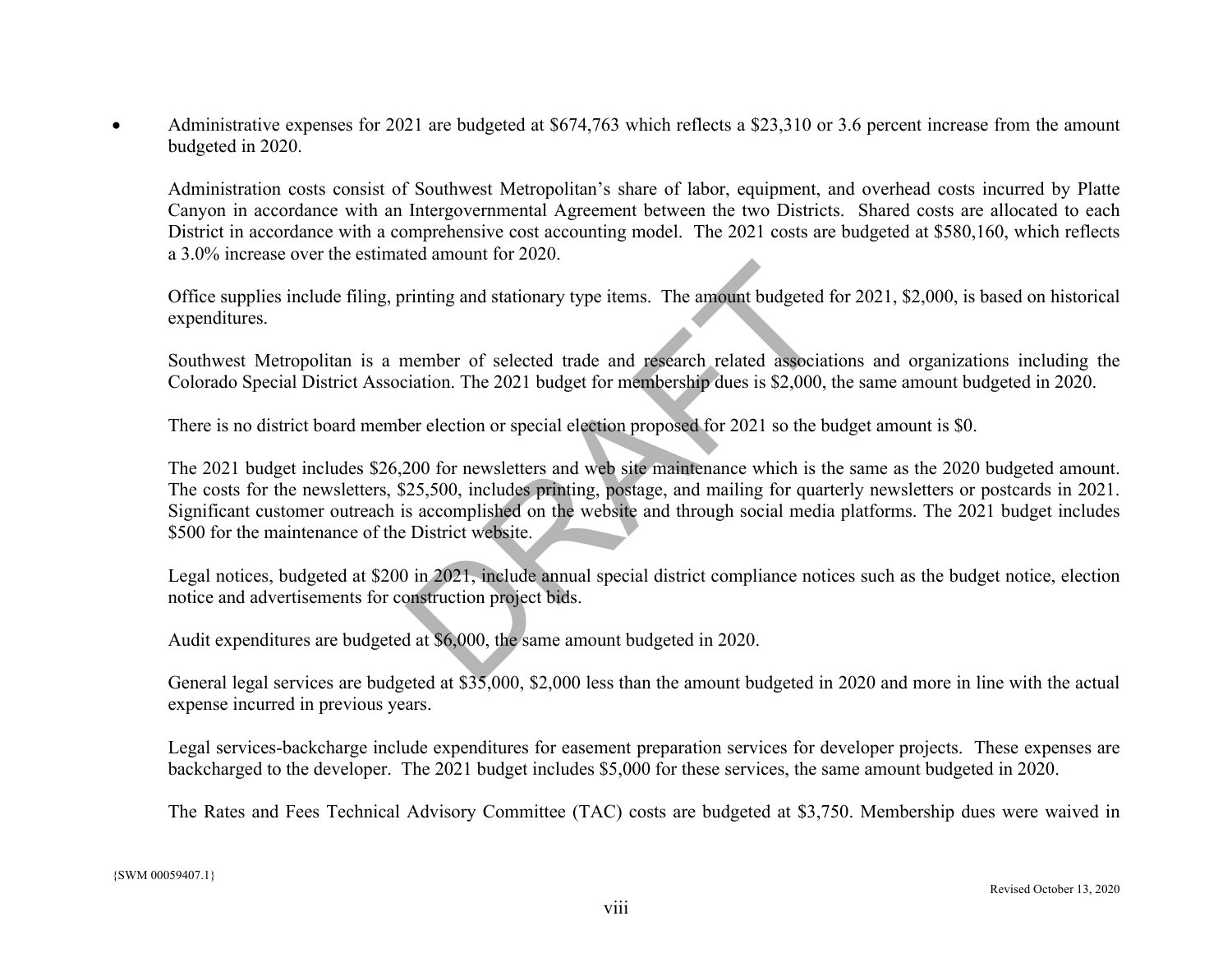- Administrative expenses for 2021 are budgeted at $674,763 which reflects a $23,310 or 3.6 percent increase from the amount budgeted in 2020.

  Administration costs consist of Southwest Metropolitan's share of labor, equipment, and overhead costs incurred by Platte Canyon in accordance with an Intergovernmental Agreement between the two Districts. Shared costs are allocated to each District in accordance with a comprehensive cost accounting model. The 2021 costs are budgeted at $580,160, which reflects a 3.0% increase over the estimated amount for 2020.

  Office supplies include filing, printing and stationary type items. The amount budgeted for 2021, $2,000, is based on historical expenditures.

  Southwest Metropolitan is a member of selected trade and research related associations and organizations including the Colorado Special District Association. The 2021 budget for membership dues is $2,000, the same amount budgeted in 2020.

  There is no district board member election or special election proposed for 2021 so the budget amount is $0.

  The 2021 budget includes $26,200 for newsletters and web site maintenance which is the same as the 2020 budgeted amount. The costs for the newsletters, $25,500, includes printing, postage, and mailing for quarterly newsletters or postcards in 2021. Significant customer outreach is accomplished on the website and through social media platforms. The 2021 budget includes $500 for the maintenance of the District website.

  Legal notices, budgeted at $200 in 2021, include annual special district compliance notices such as the budget notice, election notice and advertisements for construction project bids.

  Audit expenditures are budgeted at $6,000, the same amount budgeted in 2020.

  General legal services are budgeted at $35,000, $2,000 less than the amount budgeted in 2020 and more in line with the actual expense incurred in previous years.

  Legal services-backcharge include expenditures for easement preparation services for developer projects. These expenses are backcharged to the developer. The 2021 budget includes $5,000 for these services, the same amount budgeted in 2020.

  The Rates and Fees Technical Advisory Committee (TAC) costs are budgeted at $3,750. Membership dues were waived in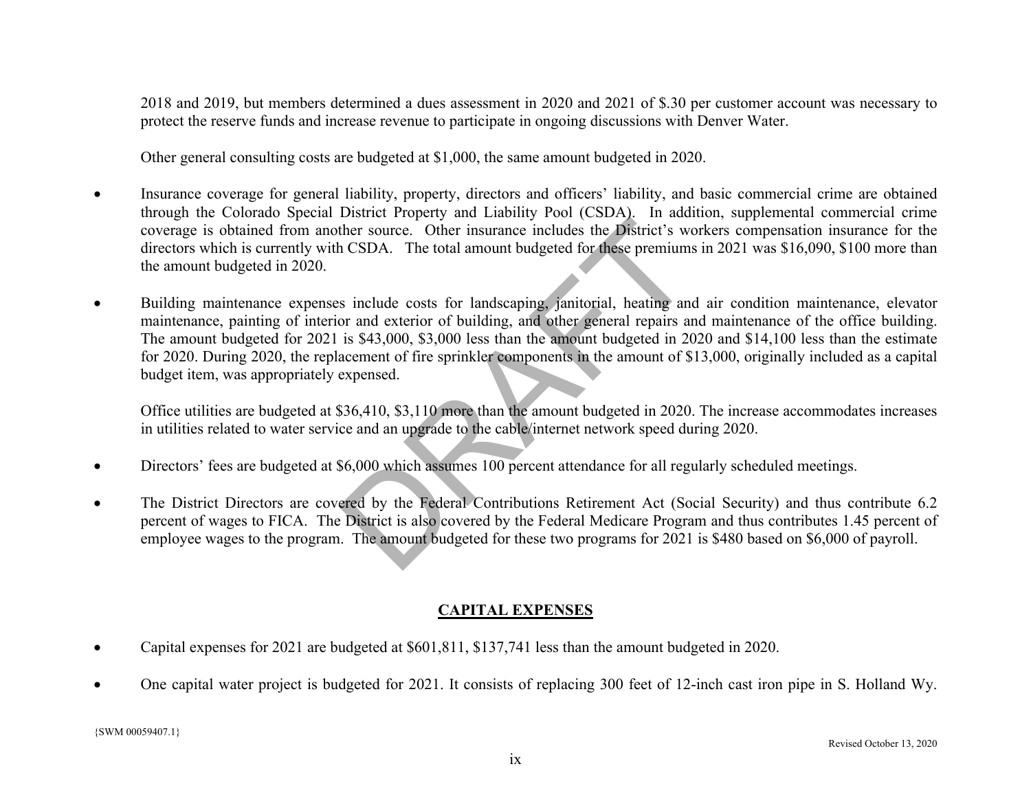2018 and 2019, but members determined a dues assessment in 2020 and 2021 of $.30 per customer account was necessary to protect the reserve funds and increase revenue to participate in ongoing discussions with Denver Water.

Other general consulting costs are budgeted at $1,000, the same amount budgeted in 2020.

- Insurance coverage for general liability, property, directors and officers' liability, and basic commercial crime are obtained through the Colorado Special District Property and Liability Pool (CSDA). In addition, supplemental commercial crime coverage is obtained from another source. Other insurance includes the District's workers compensation insurance for the directors which is currently with CSDA. The total amount budgeted for these premiums in 2021 was $16,090, $100 more than the amount budgeted in 2020.

- Building maintenance expenses include costs for landscaping, janitorial, heating and air condition maintenance, elevator maintenance, painting of interior and exterior of building, and other general repairs and maintenance of the office building. The amount budgeted for 2021 is $43,000, $3,000 less than the amount budgeted in 2020 and $14,100 less than the estimate for 2020. During 2020, the replacement of fire sprinkler components in the amount of $13,000, originally included as a capital budget item, was appropriately expensed.

  Office utilities are budgeted at $36,410, $3,110 more than the amount budgeted in 2020. The increase accommodates increases in utilities related to water service and an upgrade to the cable/internet network speed during 2020.

- Directors' fees are budgeted at $6,000 which assumes 100 percent attendance for all regularly scheduled meetings.

- The District Directors are covered by the Federal Contributions Retirement Act (Social Security) and thus contribute 6.2 percent of wages to FICA. The District is also covered by the Federal Medicare Program and thus contributes 1.45 percent of employee wages to the program. The amount budgeted for these two programs for 2021 is $480 based on $6,000 of payroll.

## CAPITAL EXPENSES

- Capital expenses for 2021 are budgeted at $601,811, $137,741 less than the amount budgeted in 2020.

- One capital water project is budgeted for 2021. It consists of replacing 300 feet of 12-inch cast iron pipe in S. Holland Wy.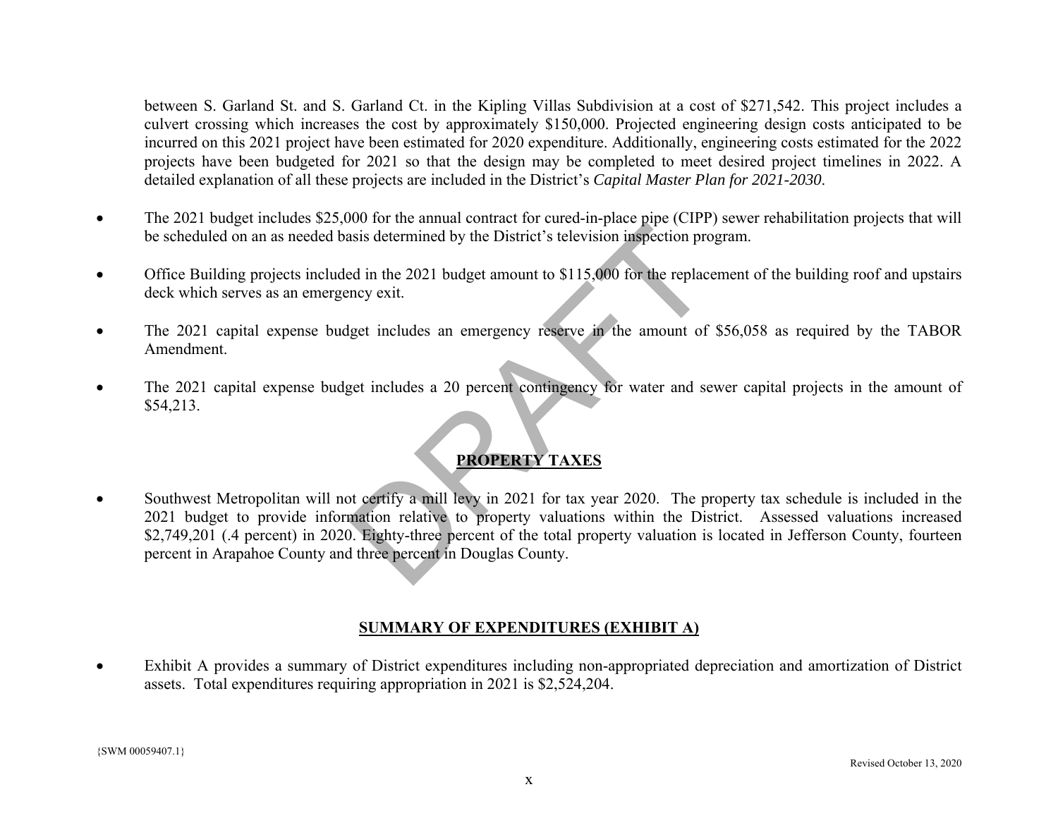between S. Garland St. and S. Garland Ct. in the Kipling Villas Subdivision at a cost of $271,542. This project includes a culvert crossing which increases the cost by approximately $150,000. Projected engineering design costs anticipated to be incurred on this 2021 project have been estimated for 2020 expenditure. Additionally, engineering costs estimated for the 2022 projects have been budgeted for 2021 so that the design may be completed to meet desired project timelines in 2022. A detailed explanation of all these projects are included in the District's *Capital Master Plan for 2021-2030*.

- The 2021 budget includes $25,000 for the annual contract for cured-in-place pipe (CIPP) sewer rehabilitation projects that will be scheduled on an as needed basis determined by the District's television inspection program.

- Office Building projects included in the 2021 budget amount to $115,000 for the replacement of the building roof and upstairs deck which serves as an emergency exit.

- The 2021 capital expense budget includes an emergency reserve in the amount of $56,058 as required by the TABOR Amendment.

- The 2021 capital expense budget includes a 20 percent contingency for water and sewer capital projects in the amount of $54,213.

## PROPERTY TAXES

- Southwest Metropolitan will not certify a mill levy in 2021 for tax year 2020. The property tax schedule is included in the 2021 budget to provide information relative to property valuations within the District. Assessed valuations increased $2,749,201 (.4 percent) in 2020. Eighty-three percent of the total property valuation is located in Jefferson County, fourteen percent in Arapahoe County and three percent in Douglas County.

## SUMMARY OF EXPENDITURES (EXHIBIT A)

- Exhibit A provides a summary of District expenditures including non-appropriated depreciation and amortization of District assets. Total expenditures requiring appropriation in 2021 is $2,524,204.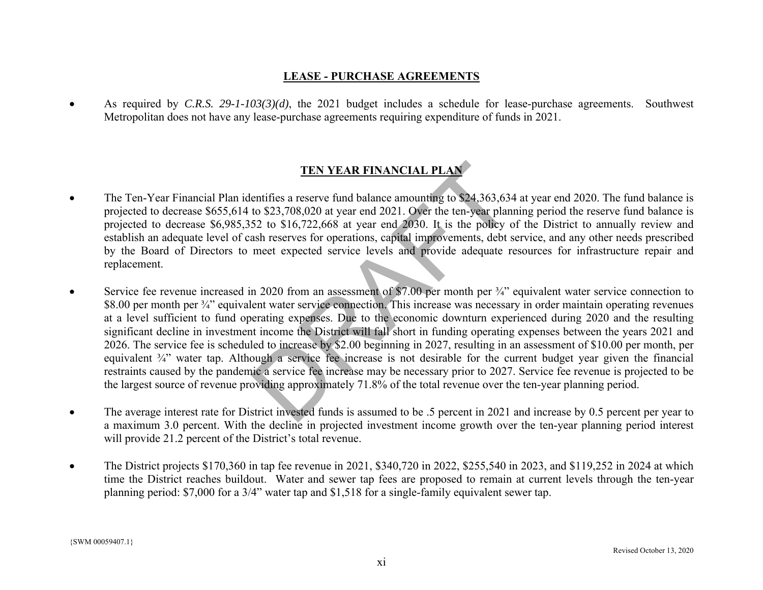## LEASE - PURCHASE AGREEMENTS

- As required by *C.R.S. 29-1-103(3)(d)*, the 2021 budget includes a schedule for lease-purchase agreements. Southwest Metropolitan does not have any lease-purchase agreements requiring expenditure of funds in 2021.

## TEN YEAR FINANCIAL PLAN

- The Ten-Year Financial Plan identifies a reserve fund balance amounting to $24,363,634 at year end 2020. The fund balance is projected to decrease $655,614 to $23,708,020 at year end 2021. Over the ten-year planning period the reserve fund balance is projected to decrease $6,985,352 to $16,722,668 at year end 2030. It is the policy of the District to annually review and establish an adequate level of cash reserves for operations, capital improvements, debt service, and any other needs prescribed by the Board of Directors to meet expected service levels and provide adequate resources for infrastructure repair and replacement.

- Service fee revenue increased in 2020 from an assessment of $7.00 per month per ¾" equivalent water service connection to $8.00 per month per ¾" equivalent water service connection. This increase was necessary in order maintain operating revenues at a level sufficient to fund operating expenses. Due to the economic downturn experienced during 2020 and the resulting significant decline in investment income the District will fall short in funding operating expenses between the years 2021 and 2026. The service fee is scheduled to increase by $2.00 beginning in 2027, resulting in an assessment of $10.00 per month, per equivalent ¾" water tap. Although a service fee increase is not desirable for the current budget year given the financial restraints caused by the pandemic a service fee increase may be necessary prior to 2027. Service fee revenue is projected to be the largest source of revenue providing approximately 71.8% of the total revenue over the ten-year planning period.

- The average interest rate for District invested funds is assumed to be .5 percent in 2021 and increase by 0.5 percent per year to a maximum 3.0 percent. With the decline in projected investment income growth over the ten-year planning period interest will provide 21.2 percent of the District's total revenue.

- The District projects $170,360 in tap fee revenue in 2021, $340,720 in 2022, $255,540 in 2023, and $119,252 in 2024 at which time the District reaches buildout. Water and sewer tap fees are proposed to remain at current levels through the ten-year planning period: $7,000 for a 3/4" water tap and $1,518 for a single-family equivalent sewer tap.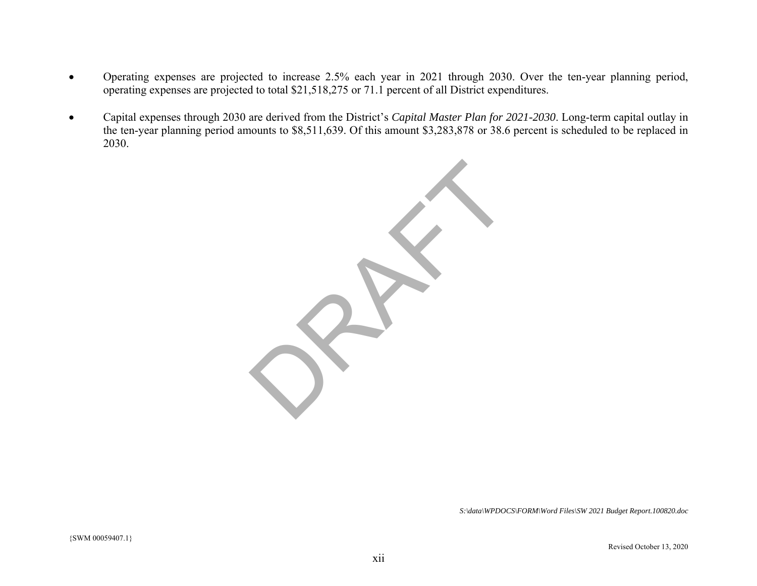- Operating expenses are projected to increase 2.5% each year in 2021 through 2030. Over the ten-year planning period, operating expenses are projected to total $21,518,275 or 71.1 percent of all District expenditures.

- Capital expenses through 2030 are derived from the District's *Capital Master Plan for 2021-2030*. Long-term capital outlay in the ten-year planning period amounts to $8,511,639. Of this amount $3,283,878 or 38.6 percent is scheduled to be replaced in 2030.

*S:\data\WPDOCS\FORM\Word Files\SW 2021 Budget Report.100820.doc*

{SWM 00059407.1}

Revised October 13, 2020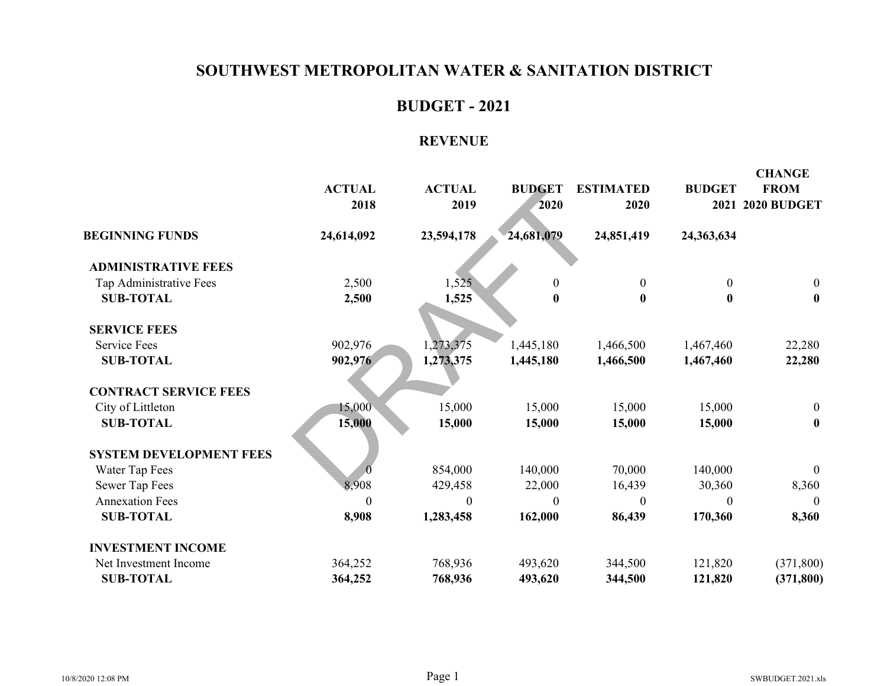# SOUTHWEST METROPOLITAN WATER & SANITATION DISTRICT

## BUDGET - 2021

### REVENUE

| | ACTUAL 2018 | ACTUAL 2019 | BUDGET 2020 | ESTIMATED 2020 | BUDGET 2021 | CHANGE FROM 2020 BUDGET |
|---|---|---|---|---|---|---|
| **BEGINNING FUNDS** | **24,614,092** | **23,594,178** | **24,681,079** | **24,851,419** | **24,363,634** | |
| **ADMINISTRATIVE FEES** | | | | | | |
| Tap Administrative Fees | 2,500 | 1,525 | 0 | 0 | 0 | 0 |
| **SUB-TOTAL** | **2,500** | **1,525** | **0** | **0** | **0** | **0** |
| **SERVICE FEES** | | | | | | |
| Service Fees | 902,976 | 1,273,375 | 1,445,180 | 1,466,500 | 1,467,460 | 22,280 |
| **SUB-TOTAL** | **902,976** | **1,273,375** | **1,445,180** | **1,466,500** | **1,467,460** | **22,280** |
| **CONTRACT SERVICE FEES** | | | | | | |
| City of Littleton | 15,000 | 15,000 | 15,000 | 15,000 | 15,000 | 0 |
| **SUB-TOTAL** | **15,000** | **15,000** | **15,000** | **15,000** | **15,000** | **0** |
| **SYSTEM DEVELOPMENT FEES** | | | | | | |
| Water Tap Fees | 0 | 854,000 | 140,000 | 70,000 | 140,000 | 0 |
| Sewer Tap Fees | 8,908 | 429,458 | 22,000 | 16,439 | 30,360 | 8,360 |
| Annexation Fees | 0 | 0 | 0 | 0 | 0 | 0 |
| **SUB-TOTAL** | **8,908** | **1,283,458** | **162,000** | **86,439** | **170,360** | **8,360** |
| **INVESTMENT INCOME** | | | | | | |
| Net Investment Income | 364,252 | 768,936 | 493,620 | 344,500 | 121,820 | (371,800) |
| **SUB-TOTAL** | **364,252** | **768,936** | **493,620** | **344,500** | **121,820** | **(371,800)** |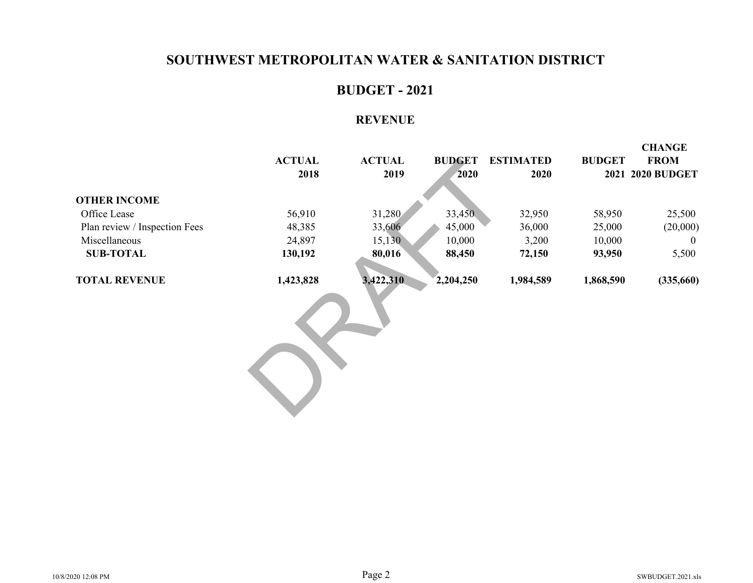# SOUTHWEST METROPOLITAN WATER & SANITATION DISTRICT

## BUDGET - 2021

### REVENUE

| | ACTUAL 2018 | ACTUAL 2019 | BUDGET 2020 | ESTIMATED 2020 | BUDGET 2021 | CHANGE FROM 2020 BUDGET |
|---|---|---|---|---|---|---|
| **OTHER INCOME** | | | | | | |
| Office Lease | 56,910 | 31,280 | 33,450 | 32,950 | 58,950 | 25,500 |
| Plan review / Inspection Fees | 48,385 | 33,606 | 45,000 | 36,000 | 25,000 | (20,000) |
| Miscellaneous | 24,897 | 15,130 | 10,000 | 3,200 | 10,000 | 0 |
| **SUB-TOTAL** | **130,192** | **80,016** | **88,450** | **72,150** | **93,950** | 5,500 |
| **TOTAL REVENUE** | **1,423,828** | **3,422,310** | **2,204,250** | **1,984,589** | **1,868,590** | **(335,660)** |

DRAFT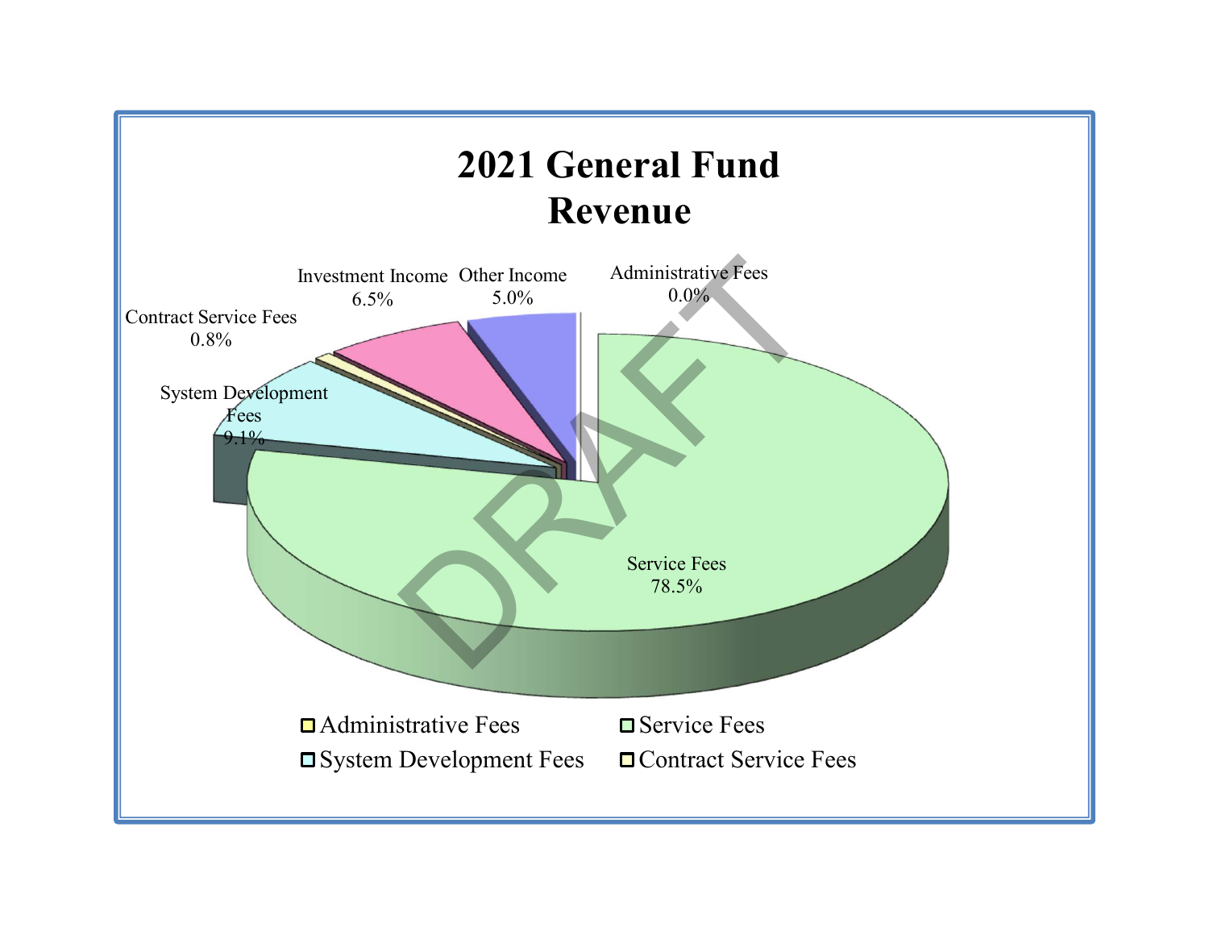# 2021 General Fund Revenue

| Category | Percentage |
|---|---|
| Administrative Fees | 0.0% |
| Service Fees | 78.5% |
| System Development Fees | 9.1% |
| Contract Service Fees | 0.8% |
| Investment Income | 6.5% |
| Other Income | 5.0% |

DRAFT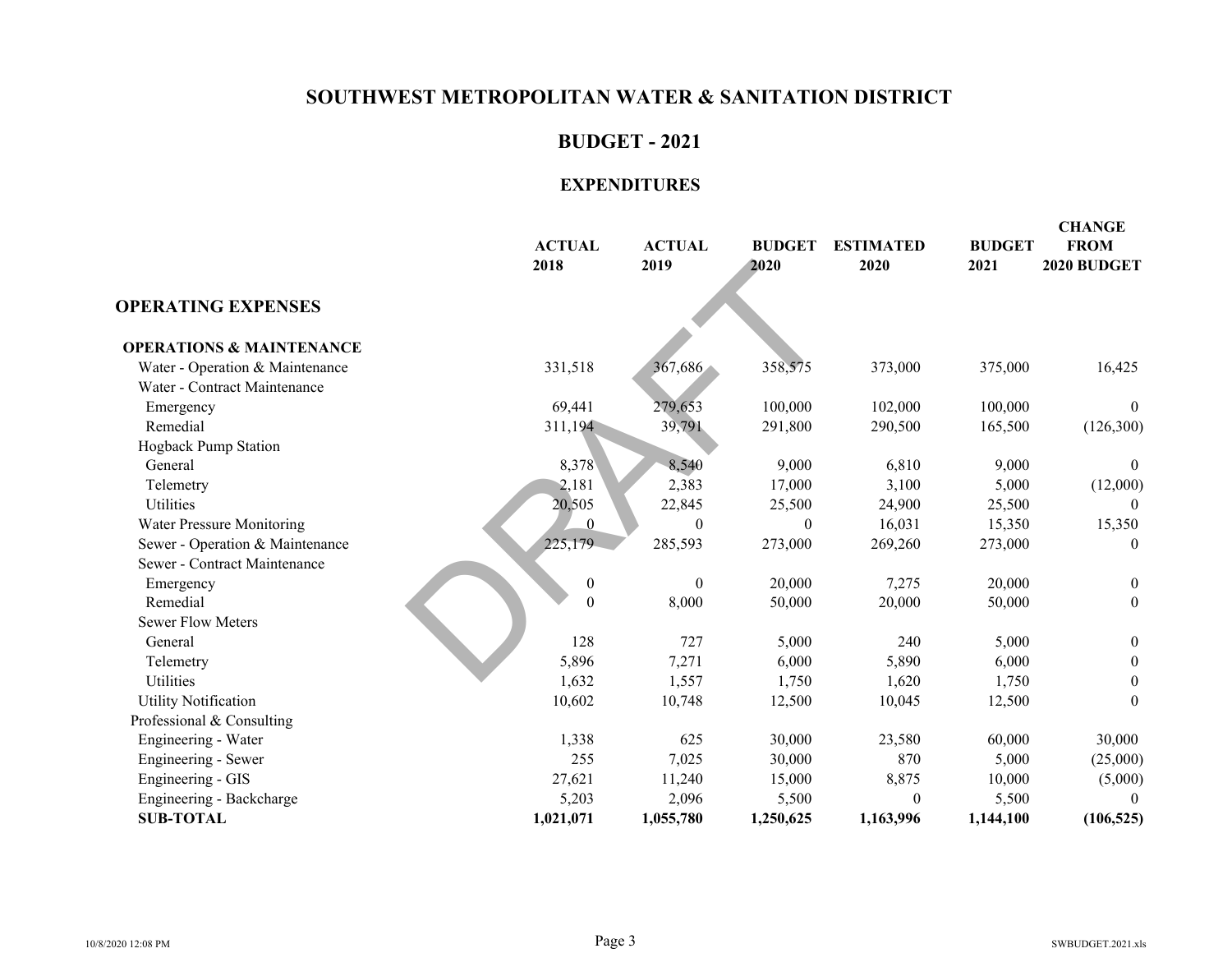# SOUTHWEST METROPOLITAN WATER & SANITATION DISTRICT

## BUDGET - 2021

### EXPENDITURES

| | ACTUAL 2018 | ACTUAL 2019 | BUDGET 2020 | ESTIMATED 2020 | BUDGET 2021 | CHANGE FROM 2020 BUDGET |
|---|---|---|---|---|---|---|
| **OPERATING EXPENSES** | | | | | | |
| **OPERATIONS & MAINTENANCE** | | | | | | |
| Water - Operation & Maintenance | 331,518 | 367,686 | 358,575 | 373,000 | 375,000 | 16,425 |
| Water - Contract Maintenance | | | | | | |
| Emergency | 69,441 | 279,653 | 100,000 | 102,000 | 100,000 | 0 |
| Remedial | 311,194 | 39,791 | 291,800 | 290,500 | 165,500 | (126,300) |
| Hogback Pump Station | | | | | | |
| General | 8,378 | 8,540 | 9,000 | 6,810 | 9,000 | 0 |
| Telemetry | 2,181 | 2,383 | 17,000 | 3,100 | 5,000 | (12,000) |
| Utilities | 20,505 | 22,845 | 25,500 | 24,900 | 25,500 | 0 |
| Water Pressure Monitoring | 0 | 0 | 0 | 16,031 | 15,350 | 15,350 |
| Sewer - Operation & Maintenance | 225,179 | 285,593 | 273,000 | 269,260 | 273,000 | 0 |
| Sewer - Contract Maintenance | | | | | | |
| Emergency | 0 | 0 | 20,000 | 7,275 | 20,000 | 0 |
| Remedial | 0 | 8,000 | 50,000 | 20,000 | 50,000 | 0 |
| Sewer Flow Meters | | | | | | |
| General | 128 | 727 | 5,000 | 240 | 5,000 | 0 |
| Telemetry | 5,896 | 7,271 | 6,000 | 5,890 | 6,000 | 0 |
| Utilities | 1,632 | 1,557 | 1,750 | 1,620 | 1,750 | 0 |
| Utility Notification | 10,602 | 10,748 | 12,500 | 10,045 | 12,500 | 0 |
| Professional & Consulting | | | | | | |
| Engineering - Water | 1,338 | 625 | 30,000 | 23,580 | 60,000 | 30,000 |
| Engineering - Sewer | 255 | 7,025 | 30,000 | 870 | 5,000 | (25,000) |
| Engineering - GIS | 27,621 | 11,240 | 15,000 | 8,875 | 10,000 | (5,000) |
| Engineering - Backcharge | 5,203 | 2,096 | 5,500 | 0 | 5,500 | 0 |
| **SUB-TOTAL** | **1,021,071** | **1,055,780** | **1,250,625** | **1,163,996** | **1,144,100** | **(106,525)** |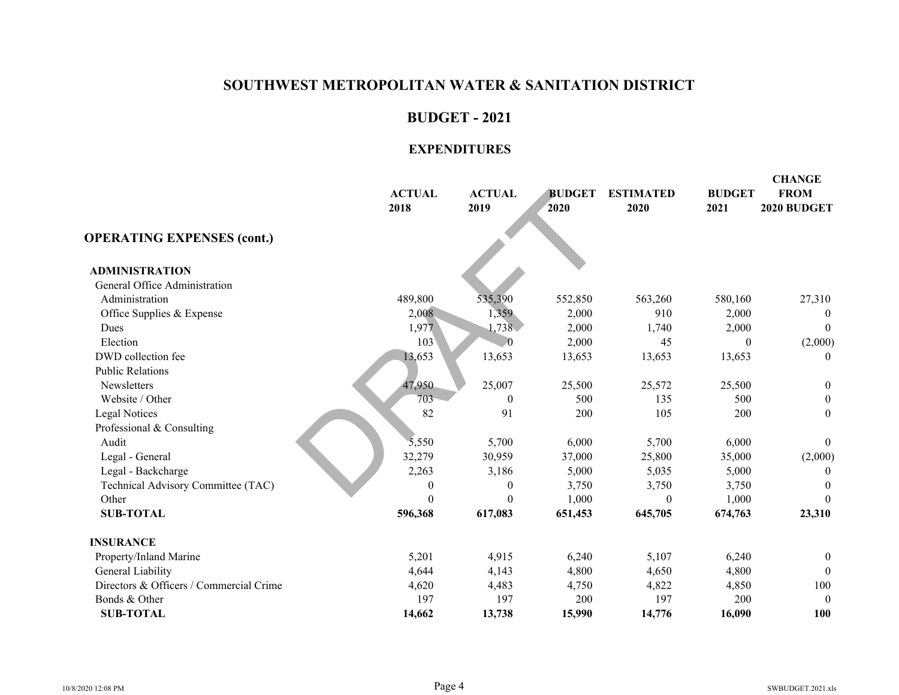# SOUTHWEST METROPOLITAN WATER & SANITATION DISTRICT

## BUDGET - 2021

### EXPENDITURES

| | ACTUAL 2018 | ACTUAL 2019 | BUDGET 2020 | ESTIMATED 2020 | BUDGET 2021 | CHANGE FROM 2020 BUDGET |
|---|---|---|---|---|---|---|
| **OPERATING EXPENSES (cont.)** | | | | | | |
| **ADMINISTRATION** | | | | | | |
| General Office Administration | | | | | | |
| Administration | 489,800 | 535,390 | 552,850 | 563,260 | 580,160 | 27,310 |
| Office Supplies & Expense | 2,008 | 1,359 | 2,000 | 910 | 2,000 | 0 |
| Dues | 1,977 | 1,738 | 2,000 | 1,740 | 2,000 | 0 |
| Election | 103 | 0 | 2,000 | 45 | 0 | (2,000) |
| DWD collection fee | 13,653 | 13,653 | 13,653 | 13,653 | 13,653 | 0 |
| Public Relations | | | | | | |
| Newsletters | 47,950 | 25,007 | 25,500 | 25,572 | 25,500 | 0 |
| Website / Other | 703 | 0 | 500 | 135 | 500 | 0 |
| Legal Notices | 82 | 91 | 200 | 105 | 200 | 0 |
| Professional & Consulting | | | | | | |
| Audit | 5,550 | 5,700 | 6,000 | 5,700 | 6,000 | 0 |
| Legal - General | 32,279 | 30,959 | 37,000 | 25,800 | 35,000 | (2,000) |
| Legal - Backcharge | 2,263 | 3,186 | 5,000 | 5,035 | 5,000 | 0 |
| Technical Advisory Committee (TAC) | 0 | 0 | 3,750 | 3,750 | 3,750 | 0 |
| Other | 0 | 0 | 1,000 | 0 | 1,000 | 0 |
| **SUB-TOTAL** | **596,368** | **617,083** | **651,453** | **645,705** | **674,763** | **23,310** |
| **INSURANCE** | | | | | | |
| Property/Inland Marine | 5,201 | 4,915 | 6,240 | 5,107 | 6,240 | 0 |
| General Liability | 4,644 | 4,143 | 4,800 | 4,650 | 4,800 | 0 |
| Directors & Officers / Commercial Crime | 4,620 | 4,483 | 4,750 | 4,822 | 4,850 | 100 |
| Bonds & Other | 197 | 197 | 200 | 197 | 200 | 0 |
| **SUB-TOTAL** | **14,662** | **13,738** | **15,990** | **14,776** | **16,090** | **100** |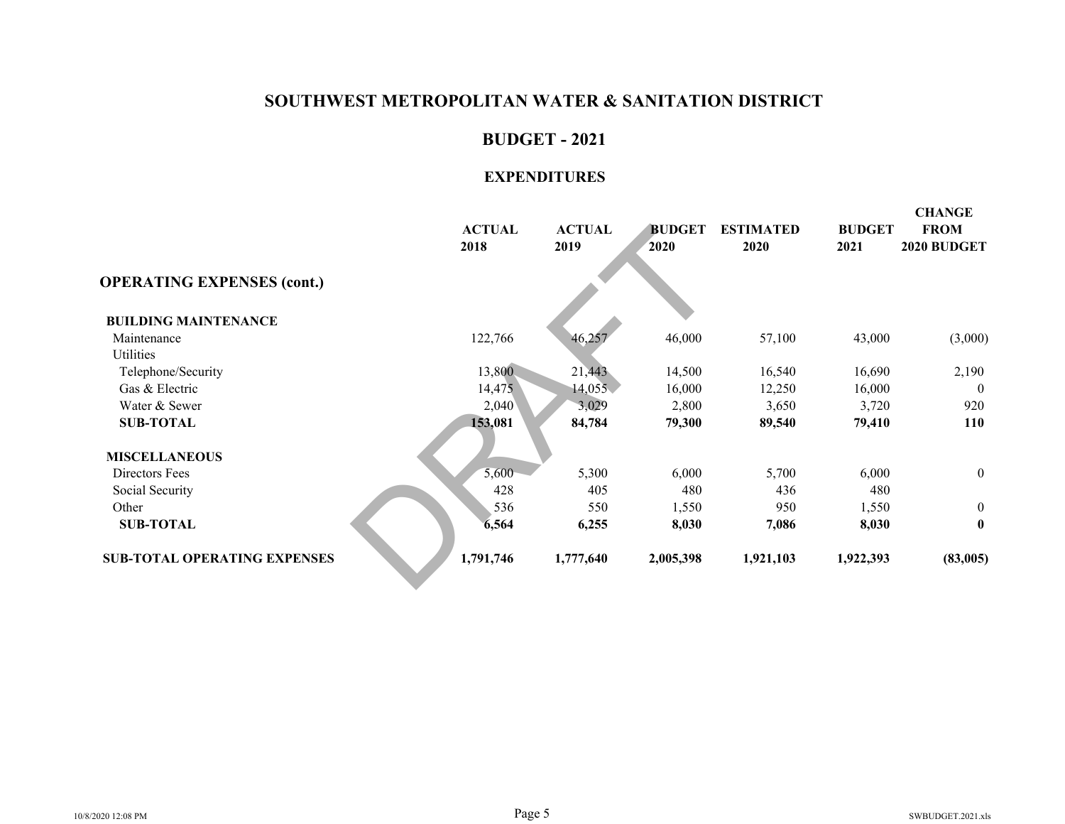# SOUTHWEST METROPOLITAN WATER & SANITATION DISTRICT

## BUDGET - 2021

### EXPENDITURES

| | ACTUAL 2018 | ACTUAL 2019 | BUDGET 2020 | ESTIMATED 2020 | BUDGET 2021 | CHANGE FROM 2020 BUDGET |
|---|---|---|---|---|---|---|
| **OPERATING EXPENSES (cont.)** | | | | | | |
| **BUILDING MAINTENANCE** | | | | | | |
| Maintenance | 122,766 | 46,257 | 46,000 | 57,100 | 43,000 | (3,000) |
| Utilities | | | | | | |
| Telephone/Security | 13,800 | 21,443 | 14,500 | 16,540 | 16,690 | 2,190 |
| Gas & Electric | 14,475 | 14,055 | 16,000 | 12,250 | 16,000 | 0 |
| Water & Sewer | 2,040 | 3,029 | 2,800 | 3,650 | 3,720 | 920 |
| **SUB-TOTAL** | **153,081** | **84,784** | **79,300** | **89,540** | **79,410** | **110** |
| **MISCELLANEOUS** | | | | | | |
| Directors Fees | 5,600 | 5,300 | 6,000 | 5,700 | 6,000 | 0 |
| Social Security | 428 | 405 | 480 | 436 | 480 | |
| Other | 536 | 550 | 1,550 | 950 | 1,550 | 0 |
| **SUB-TOTAL** | **6,564** | **6,255** | **8,030** | **7,086** | **8,030** | **0** |
| **SUB-TOTAL OPERATING EXPENSES** | **1,791,746** | **1,777,640** | **2,005,398** | **1,921,103** | **1,922,393** | **(83,005)** |

DRAFT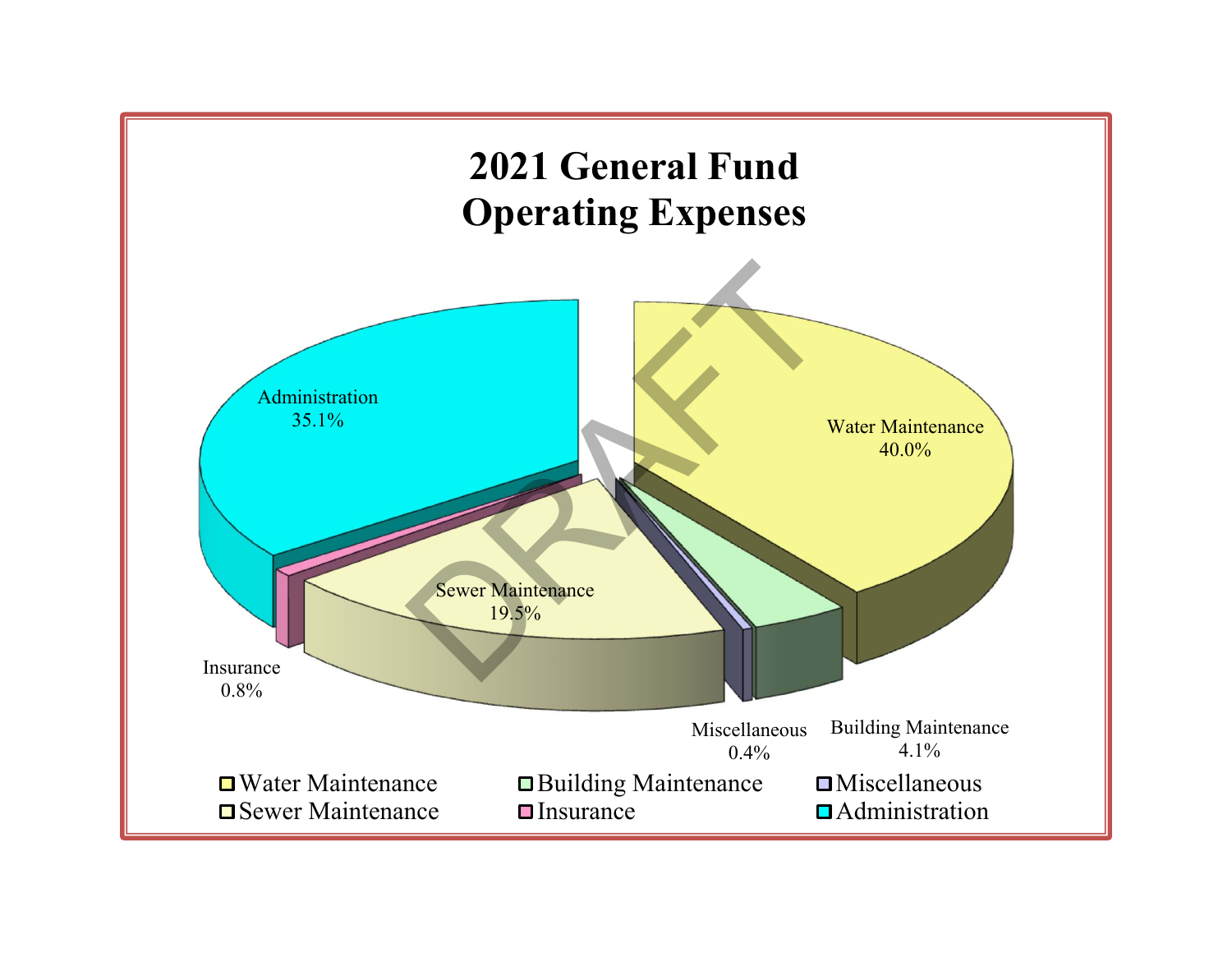# 2021 General Fund Operating Expenses

Administration 35.1%

Water Maintenance 40.0%

Sewer Maintenance 19.5%

Insurance 0.8%

Miscellaneous 0.4%

Building Maintenance 4.1%

- Water Maintenance
- Building Maintenance
- Miscellaneous
- Sewer Maintenance
- Insurance
- Administration

DRAFT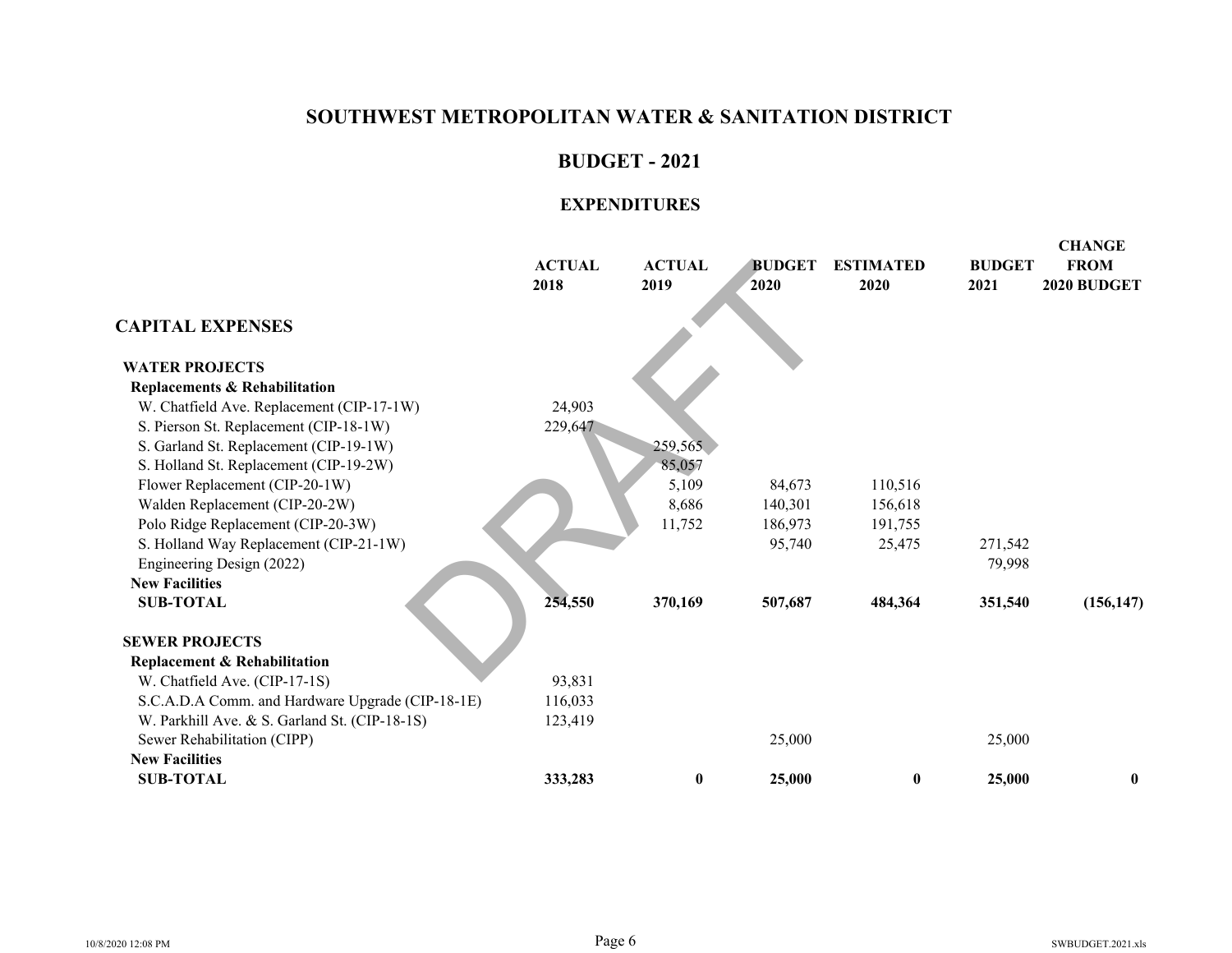# SOUTHWEST METROPOLITAN WATER & SANITATION DISTRICT

## BUDGET - 2021

### EXPENDITURES

| | ACTUAL 2018 | ACTUAL 2019 | BUDGET 2020 | ESTIMATED 2020 | BUDGET 2021 | CHANGE FROM 2020 BUDGET |
|---|---|---|---|---|---|---|
| **CAPITAL EXPENSES** | | | | | | |
| **WATER PROJECTS** | | | | | | |
| **Replacements & Rehabilitation** | | | | | | |
| W. Chatfield Ave. Replacement (CIP-17-1W) | 24,903 | | | | | |
| S. Pierson St. Replacement (CIP-18-1W) | 229,647 | | | | | |
| S. Garland St. Replacement (CIP-19-1W) | | 259,565 | | | | |
| S. Holland St. Replacement (CIP-19-2W) | | 85,057 | | | | |
| Flower Replacement (CIP-20-1W) | | 5,109 | 84,673 | 110,516 | | |
| Walden Replacement (CIP-20-2W) | | 8,686 | 140,301 | 156,618 | | |
| Polo Ridge Replacement (CIP-20-3W) | | 11,752 | 186,973 | 191,755 | | |
| S. Holland Way Replacement (CIP-21-1W) | | | 95,740 | 25,475 | 271,542 | |
| Engineering Design (2022) | | | | | 79,998 | |
| **New Facilities** | | | | | | |
| **SUB-TOTAL** | **254,550** | **370,169** | **507,687** | **484,364** | **351,540** | **(156,147)** |
| **SEWER PROJECTS** | | | | | | |
| **Replacement & Rehabilitation** | | | | | | |
| W. Chatfield Ave. (CIP-17-1S) | 93,831 | | | | | |
| S.C.A.D.A Comm. and Hardware Upgrade (CIP-18-1E) | 116,033 | | | | | |
| W. Parkhill Ave. & S. Garland St. (CIP-18-1S) | 123,419 | | | | | |
| Sewer Rehabilitation (CIPP) | | | 25,000 | | 25,000 | |
| **New Facilities** | | | | | | |
| **SUB-TOTAL** | **333,283** | **0** | **25,000** | **0** | **25,000** | **0** |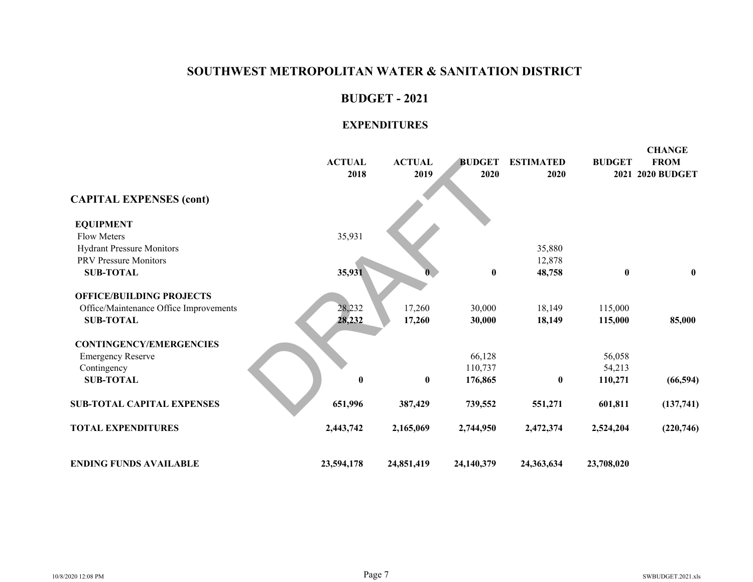# SOUTHWEST METROPOLITAN WATER & SANITATION DISTRICT

## BUDGET - 2021

### EXPENDITURES

| | ACTUAL 2018 | ACTUAL 2019 | BUDGET 2020 | ESTIMATED 2020 | BUDGET 2021 | CHANGE FROM 2020 BUDGET |
|---|---|---|---|---|---|---|
| **CAPITAL EXPENSES (cont)** | | | | | | |
| **EQUIPMENT** | | | | | | |
| Flow Meters | 35,931 | | | | | |
| Hydrant Pressure Monitors | | | | 35,880 | | |
| PRV Pressure Monitors | | | | 12,878 | | |
| **SUB-TOTAL** | **35,931** | **0** | **0** | **48,758** | **0** | **0** |
| **OFFICE/BUILDING PROJECTS** | | | | | | |
| Office/Maintenance Office Improvements | 28,232 | 17,260 | 30,000 | 18,149 | 115,000 | |
| **SUB-TOTAL** | **28,232** | **17,260** | **30,000** | **18,149** | **115,000** | **85,000** |
| **CONTINGENCY/EMERGENCIES** | | | | | | |
| Emergency Reserve | | | 66,128 | | 56,058 | |
| Contingency | | | 110,737 | | 54,213 | |
| **SUB-TOTAL** | **0** | **0** | **176,865** | **0** | **110,271** | **(66,594)** |
| **SUB-TOTAL CAPITAL EXPENSES** | **651,996** | **387,429** | **739,552** | **551,271** | **601,811** | **(137,741)** |
| **TOTAL EXPENDITURES** | **2,443,742** | **2,165,069** | **2,744,950** | **2,472,374** | **2,524,204** | **(220,746)** |
| **ENDING FUNDS AVAILABLE** | **23,594,178** | **24,851,419** | **24,140,379** | **24,363,634** | **23,708,020** | |

DRAFT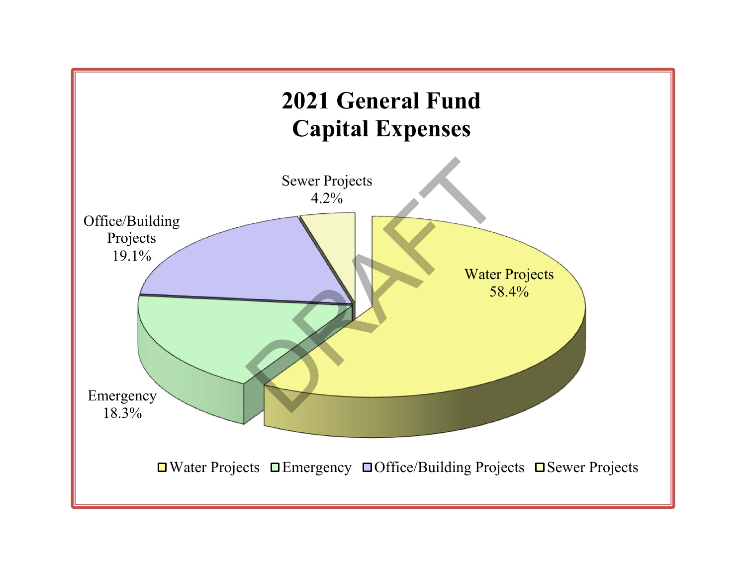# 2021 General Fund Capital Expenses

| Category | Percentage |
| --- | --- |
| Water Projects | 58.4% |
| Emergency | 18.3% |
| Office/Building Projects | 19.1% |
| Sewer Projects | 4.2% |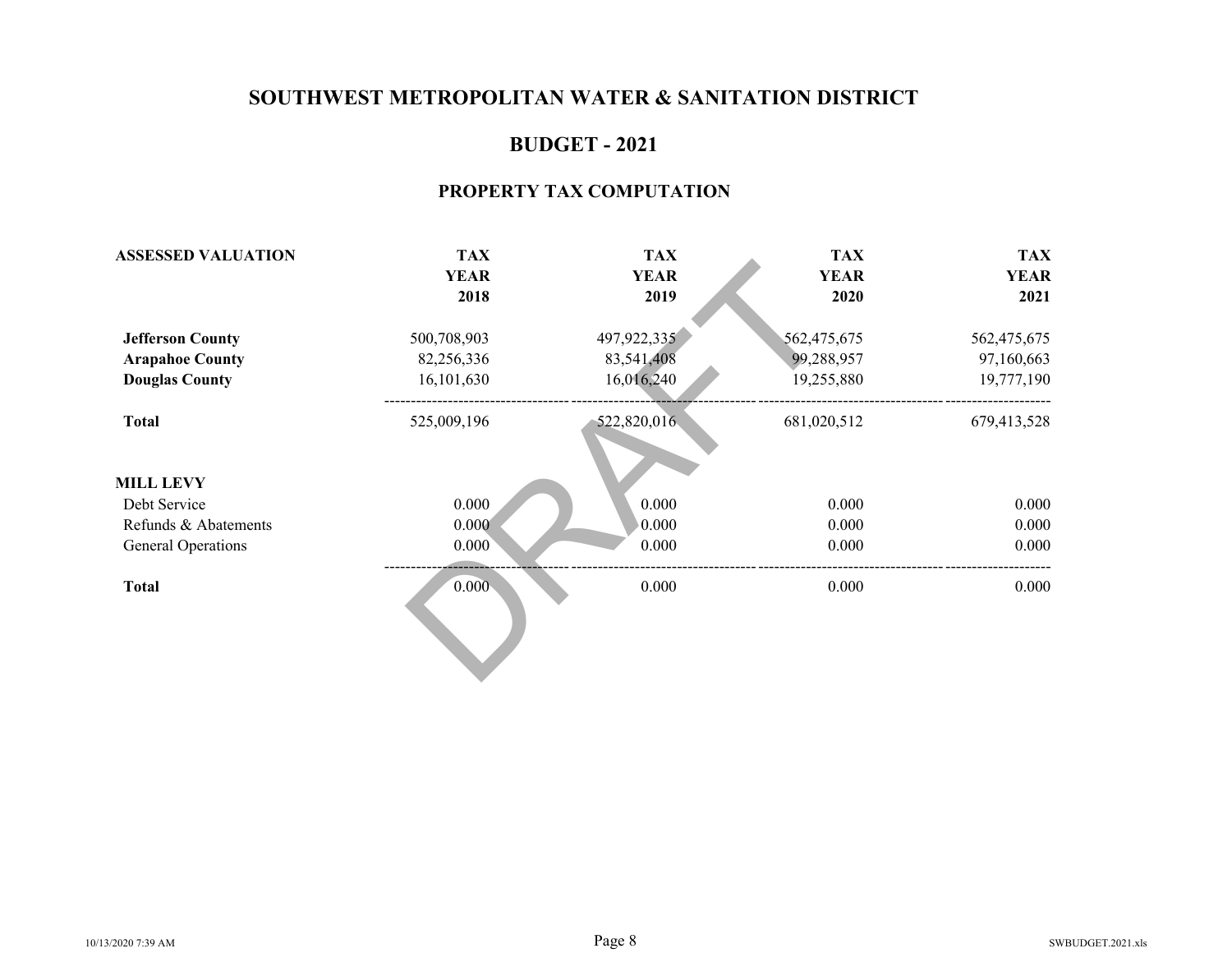# SOUTHWEST METROPOLITAN WATER & SANITATION DISTRICT

## BUDGET - 2021

### PROPERTY TAX COMPUTATION

| ASSESSED VALUATION | TAX YEAR 2018 | TAX YEAR 2019 | TAX YEAR 2020 | TAX YEAR 2021 |
|---|---|---|---|---|
| **Jefferson County** | 500,708,903 | 497,922,335 | 562,475,675 | 562,475,675 |
| **Arapahoe County** | 82,256,336 | 83,541,408 | 99,288,957 | 97,160,663 |
| **Douglas County** | 16,101,630 | 16,016,240 | 19,255,880 | 19,777,190 |
| **Total** | 525,009,196 | 522,820,016 | 681,020,512 | 679,413,528 |
| | | | | |
| **MILL LEVY** | | | | |
| Debt Service | 0.000 | 0.000 | 0.000 | 0.000 |
| Refunds & Abatements | 0.000 | 0.000 | 0.000 | 0.000 |
| General Operations | 0.000 | 0.000 | 0.000 | 0.000 |
| **Total** | 0.000 | 0.000 | 0.000 | 0.000 |

DRAFT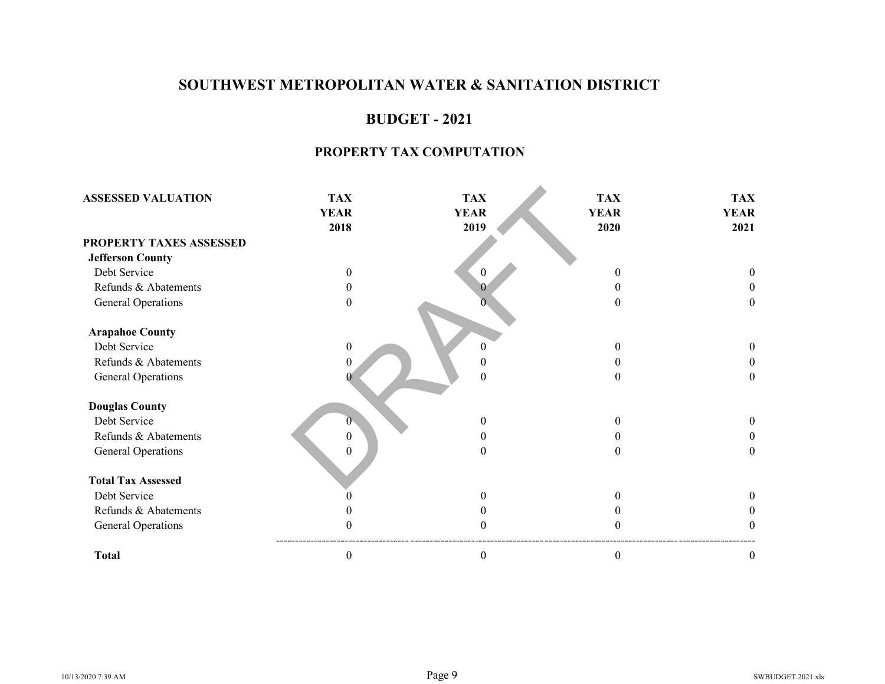# SOUTHWEST METROPOLITAN WATER & SANITATION DISTRICT

## BUDGET - 2021

### PROPERTY TAX COMPUTATION

| ASSESSED VALUATION | TAX YEAR 2018 | TAX YEAR 2019 | TAX YEAR 2020 | TAX YEAR 2021 |
|---|---|---|---|---|
| **PROPERTY TAXES ASSESSED** | | | | |
| **Jefferson County** | | | | |
| Debt Service | 0 | 0 | 0 | 0 |
| Refunds & Abatements | 0 | 0 | 0 | 0 |
| General Operations | 0 | 0 | 0 | 0 |
| **Arapahoe County** | | | | |
| Debt Service | 0 | 0 | 0 | 0 |
| Refunds & Abatements | 0 | 0 | 0 | 0 |
| General Operations | 0 | 0 | 0 | 0 |
| **Douglas County** | | | | |
| Debt Service | 0 | 0 | 0 | 0 |
| Refunds & Abatements | 0 | 0 | 0 | 0 |
| General Operations | 0 | 0 | 0 | 0 |
| **Total Tax Assessed** | | | | |
| Debt Service | 0 | 0 | 0 | 0 |
| Refunds & Abatements | 0 | 0 | 0 | 0 |
| General Operations | 0 | 0 | 0 | 0 |
| **Total** | 0 | 0 | 0 | 0 |

DRAFT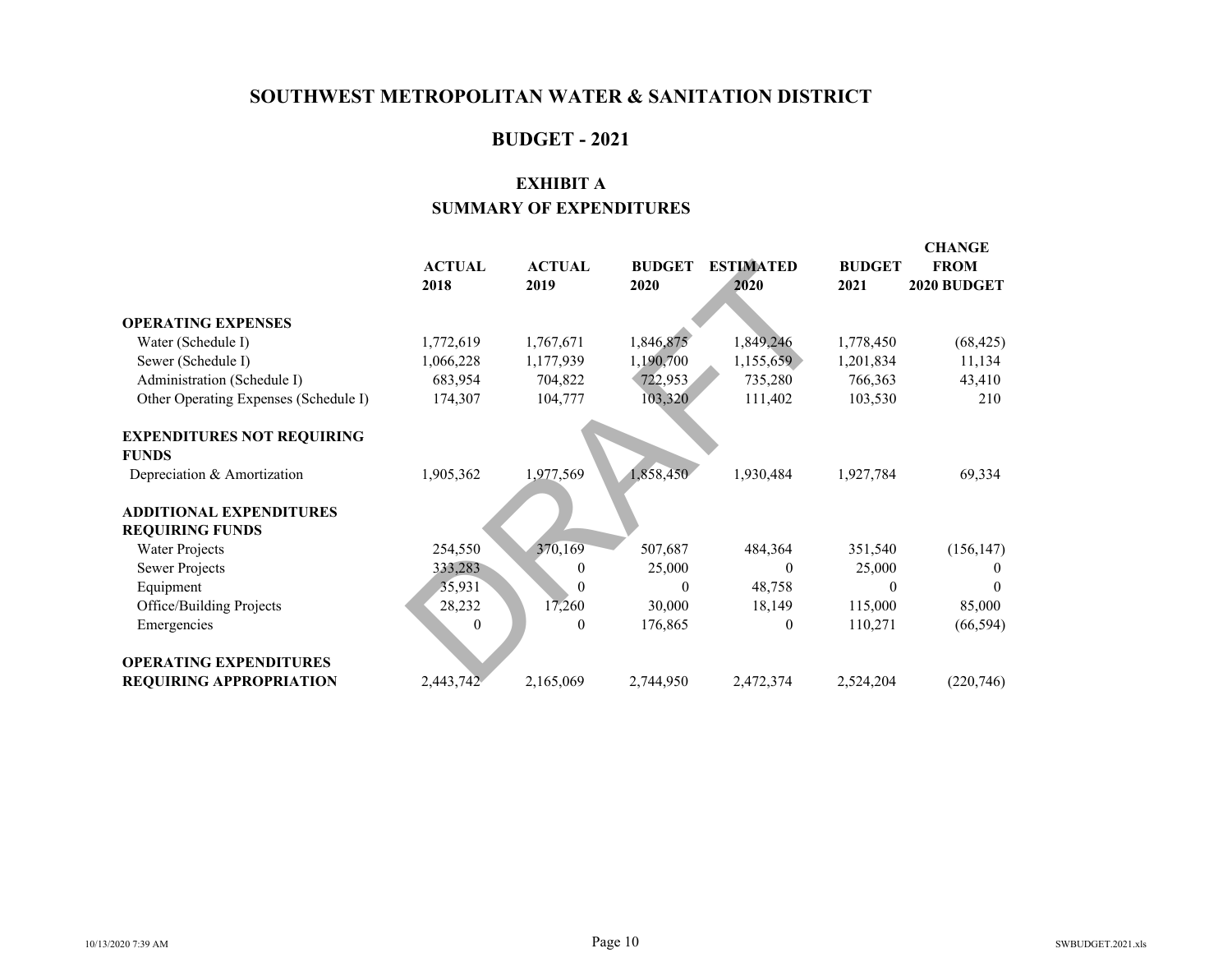# SOUTHWEST METROPOLITAN WATER & SANITATION DISTRICT

## BUDGET - 2021

### EXHIBIT A
### SUMMARY OF EXPENDITURES

| | ACTUAL 2018 | ACTUAL 2019 | BUDGET 2020 | ESTIMATED 2020 | BUDGET 2021 | CHANGE FROM 2020 BUDGET |
|---|---|---|---|---|---|---|
| **OPERATING EXPENSES** | | | | | | |
| Water (Schedule I) | 1,772,619 | 1,767,671 | 1,846,875 | 1,849,246 | 1,778,450 | (68,425) |
| Sewer (Schedule I) | 1,066,228 | 1,177,939 | 1,190,700 | 1,155,659 | 1,201,834 | 11,134 |
| Administration (Schedule I) | 683,954 | 704,822 | 722,953 | 735,280 | 766,363 | 43,410 |
| Other Operating Expenses (Schedule I) | 174,307 | 104,777 | 103,320 | 111,402 | 103,530 | 210 |
| **EXPENDITURES NOT REQUIRING FUNDS** | | | | | | |
| Depreciation & Amortization | 1,905,362 | 1,977,569 | 1,858,450 | 1,930,484 | 1,927,784 | 69,334 |
| **ADDITIONAL EXPENDITURES REQUIRING FUNDS** | | | | | | |
| Water Projects | 254,550 | 370,169 | 507,687 | 484,364 | 351,540 | (156,147) |
| Sewer Projects | 333,283 | 0 | 25,000 | 0 | 25,000 | 0 |
| Equipment | 35,931 | 0 | 0 | 48,758 | 0 | 0 |
| Office/Building Projects | 28,232 | 17,260 | 30,000 | 18,149 | 115,000 | 85,000 |
| Emergencies | 0 | 0 | 176,865 | 0 | 110,271 | (66,594) |
| **OPERATING EXPENDITURES REQUIRING APPROPRIATION** | 2,443,742 | 2,165,069 | 2,744,950 | 2,472,374 | 2,524,204 | (220,746) |

DRAFT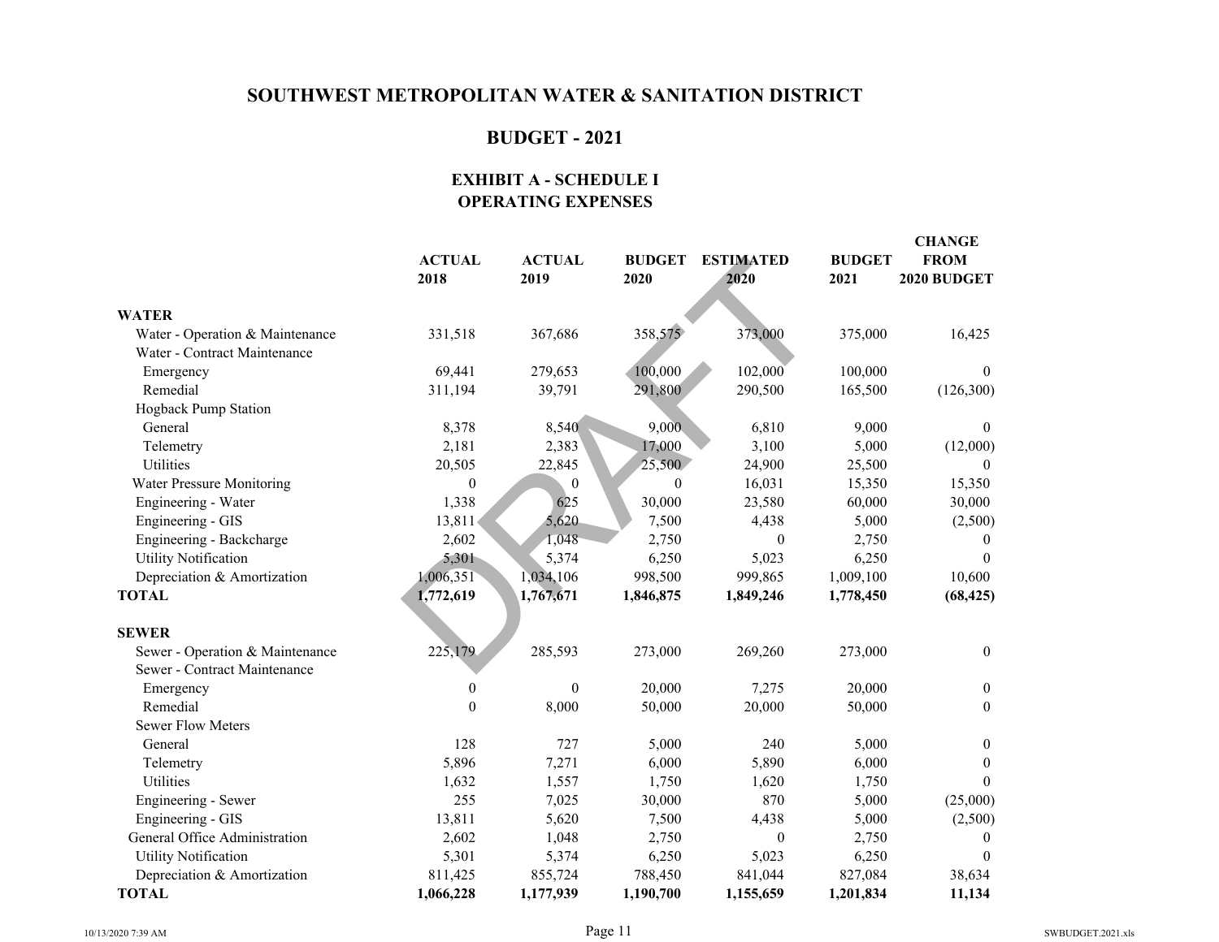# SOUTHWEST METROPOLITAN WATER & SANITATION DISTRICT

## BUDGET - 2021

### EXHIBIT A - SCHEDULE I
### OPERATING EXPENSES

| | ACTUAL 2018 | ACTUAL 2019 | BUDGET 2020 | ESTIMATED 2020 | BUDGET 2021 | CHANGE FROM 2020 BUDGET |
|---|---|---|---|---|---|---|
| **WATER** | | | | | | |
| Water - Operation & Maintenance | 331,518 | 367,686 | 358,575 | 373,000 | 375,000 | 16,425 |
| Water - Contract Maintenance | | | | | | |
| Emergency | 69,441 | 279,653 | 100,000 | 102,000 | 100,000 | 0 |
| Remedial | 311,194 | 39,791 | 291,800 | 290,500 | 165,500 | (126,300) |
| Hogback Pump Station | | | | | | |
| General | 8,378 | 8,540 | 9,000 | 6,810 | 9,000 | 0 |
| Telemetry | 2,181 | 2,383 | 17,000 | 3,100 | 5,000 | (12,000) |
| Utilities | 20,505 | 22,845 | 25,500 | 24,900 | 25,500 | 0 |
| Water Pressure Monitoring | 0 | 0 | 0 | 16,031 | 15,350 | 15,350 |
| Engineering - Water | 1,338 | 625 | 30,000 | 23,580 | 60,000 | 30,000 |
| Engineering - GIS | 13,811 | 5,620 | 7,500 | 4,438 | 5,000 | (2,500) |
| Engineering - Backcharge | 2,602 | 1,048 | 2,750 | 0 | 2,750 | 0 |
| Utility Notification | 5,301 | 5,374 | 6,250 | 5,023 | 6,250 | 0 |
| Depreciation & Amortization | 1,006,351 | 1,034,106 | 998,500 | 999,865 | 1,009,100 | 10,600 |
| **TOTAL** | **1,772,619** | **1,767,671** | **1,846,875** | **1,849,246** | **1,778,450** | **(68,425)** |
| **SEWER** | | | | | | |
| Sewer - Operation & Maintenance | 225,179 | 285,593 | 273,000 | 269,260 | 273,000 | 0 |
| Sewer - Contract Maintenance | | | | | | |
| Emergency | 0 | 0 | 20,000 | 7,275 | 20,000 | 0 |
| Remedial | 0 | 8,000 | 50,000 | 20,000 | 50,000 | 0 |
| Sewer Flow Meters | | | | | | |
| General | 128 | 727 | 5,000 | 240 | 5,000 | 0 |
| Telemetry | 5,896 | 7,271 | 6,000 | 5,890 | 6,000 | 0 |
| Utilities | 1,632 | 1,557 | 1,750 | 1,620 | 1,750 | 0 |
| Engineering - Sewer | 255 | 7,025 | 30,000 | 870 | 5,000 | (25,000) |
| Engineering - GIS | 13,811 | 5,620 | 7,500 | 4,438 | 5,000 | (2,500) |
| General Office Administration | 2,602 | 1,048 | 2,750 | 0 | 2,750 | 0 |
| Utility Notification | 5,301 | 5,374 | 6,250 | 5,023 | 6,250 | 0 |
| Depreciation & Amortization | 811,425 | 855,724 | 788,450 | 841,044 | 827,084 | 38,634 |
| **TOTAL** | **1,066,228** | **1,177,939** | **1,190,700** | **1,155,659** | **1,201,834** | **11,134** |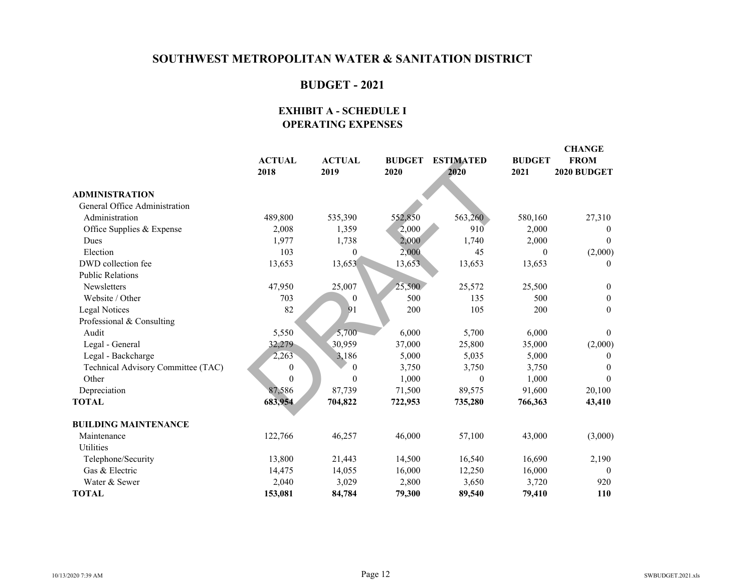# SOUTHWEST METROPOLITAN WATER & SANITATION DISTRICT

## BUDGET - 2021

### EXHIBIT A - SCHEDULE I
### OPERATING EXPENSES

DRAFT

| | ACTUAL 2018 | ACTUAL 2019 | BUDGET 2020 | ESTIMATED 2020 | BUDGET 2021 | CHANGE FROM 2020 BUDGET |
|---|---|---|---|---|---|---|
| **ADMINISTRATION** | | | | | | |
| General Office Administration | | | | | | |
| Administration | 489,800 | 535,390 | 552,850 | 563,260 | 580,160 | 27,310 |
| Office Supplies & Expense | 2,008 | 1,359 | 2,000 | 910 | 2,000 | 0 |
| Dues | 1,977 | 1,738 | 2,000 | 1,740 | 2,000 | 0 |
| Election | 103 | 0 | 2,000 | 45 | 0 | (2,000) |
| DWD collection fee | 13,653 | 13,653 | 13,653 | 13,653 | 13,653 | 0 |
| Public Relations | | | | | | |
| Newsletters | 47,950 | 25,007 | 25,500 | 25,572 | 25,500 | 0 |
| Website / Other | 703 | 0 | 500 | 135 | 500 | 0 |
| Legal Notices | 82 | 91 | 200 | 105 | 200 | 0 |
| Professional & Consulting | | | | | | |
| Audit | 5,550 | 5,700 | 6,000 | 5,700 | 6,000 | 0 |
| Legal - General | 32,279 | 30,959 | 37,000 | 25,800 | 35,000 | (2,000) |
| Legal - Backcharge | 2,263 | 3,186 | 5,000 | 5,035 | 5,000 | 0 |
| Technical Advisory Committee (TAC) | 0 | 0 | 3,750 | 3,750 | 3,750 | 0 |
| Other | 0 | 0 | 1,000 | 0 | 1,000 | 0 |
| Depreciation | 87,586 | 87,739 | 71,500 | 89,575 | 91,600 | 20,100 |
| **TOTAL** | **683,954** | **704,822** | **722,953** | **735,280** | **766,363** | **43,410** |
| | | | | | | |
| **BUILDING MAINTENANCE** | | | | | | |
| Maintenance | 122,766 | 46,257 | 46,000 | 57,100 | 43,000 | (3,000) |
| Utilities | | | | | | |
| Telephone/Security | 13,800 | 21,443 | 14,500 | 16,540 | 16,690 | 2,190 |
| Gas & Electric | 14,475 | 14,055 | 16,000 | 12,250 | 16,000 | 0 |
| Water & Sewer | 2,040 | 3,029 | 2,800 | 3,650 | 3,720 | 920 |
| **TOTAL** | **153,081** | **84,784** | **79,300** | **89,540** | **79,410** | **110** |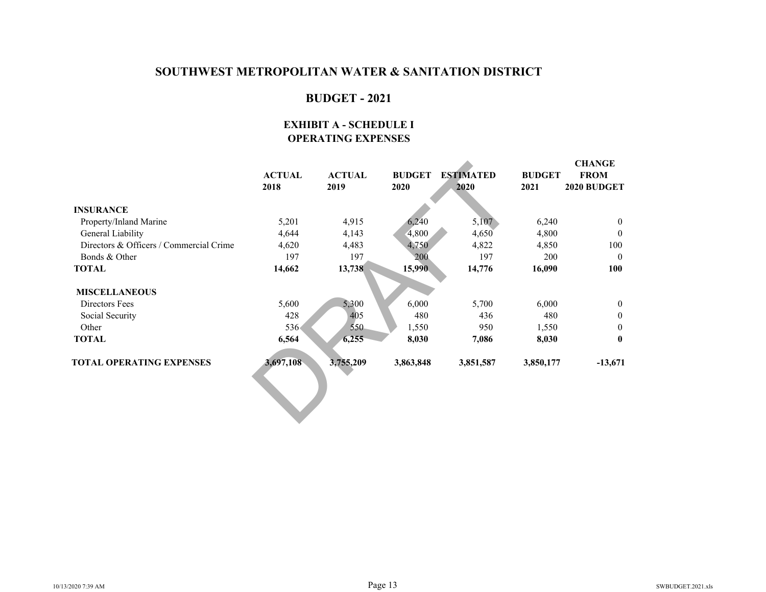# SOUTHWEST METROPOLITAN WATER & SANITATION DISTRICT

## BUDGET - 2021

### EXHIBIT A - SCHEDULE I
### OPERATING EXPENSES

| | ACTUAL 2018 | ACTUAL 2019 | BUDGET 2020 | ESTIMATED 2020 | BUDGET 2021 | CHANGE FROM 2020 BUDGET |
|---|---|---|---|---|---|---|
| **INSURANCE** | | | | | | |
| Property/Inland Marine | 5,201 | 4,915 | 6,240 | 5,107 | 6,240 | 0 |
| General Liability | 4,644 | 4,143 | 4,800 | 4,650 | 4,800 | 0 |
| Directors & Officers / Commercial Crime | 4,620 | 4,483 | 4,750 | 4,822 | 4,850 | 100 |
| Bonds & Other | 197 | 197 | 200 | 197 | 200 | 0 |
| **TOTAL** | **14,662** | **13,738** | **15,990** | **14,776** | **16,090** | **100** |
| **MISCELLANEOUS** | | | | | | |
| Directors Fees | 5,600 | 5,300 | 6,000 | 5,700 | 6,000 | 0 |
| Social Security | 428 | 405 | 480 | 436 | 480 | 0 |
| Other | 536 | 550 | 1,550 | 950 | 1,550 | 0 |
| **TOTAL** | **6,564** | **6,255** | **8,030** | **7,086** | **8,030** | **0** |
| **TOTAL OPERATING EXPENSES** | **3,697,108** | **3,755,209** | **3,863,848** | **3,851,587** | **3,850,177** | **-13,671** |

DRAFT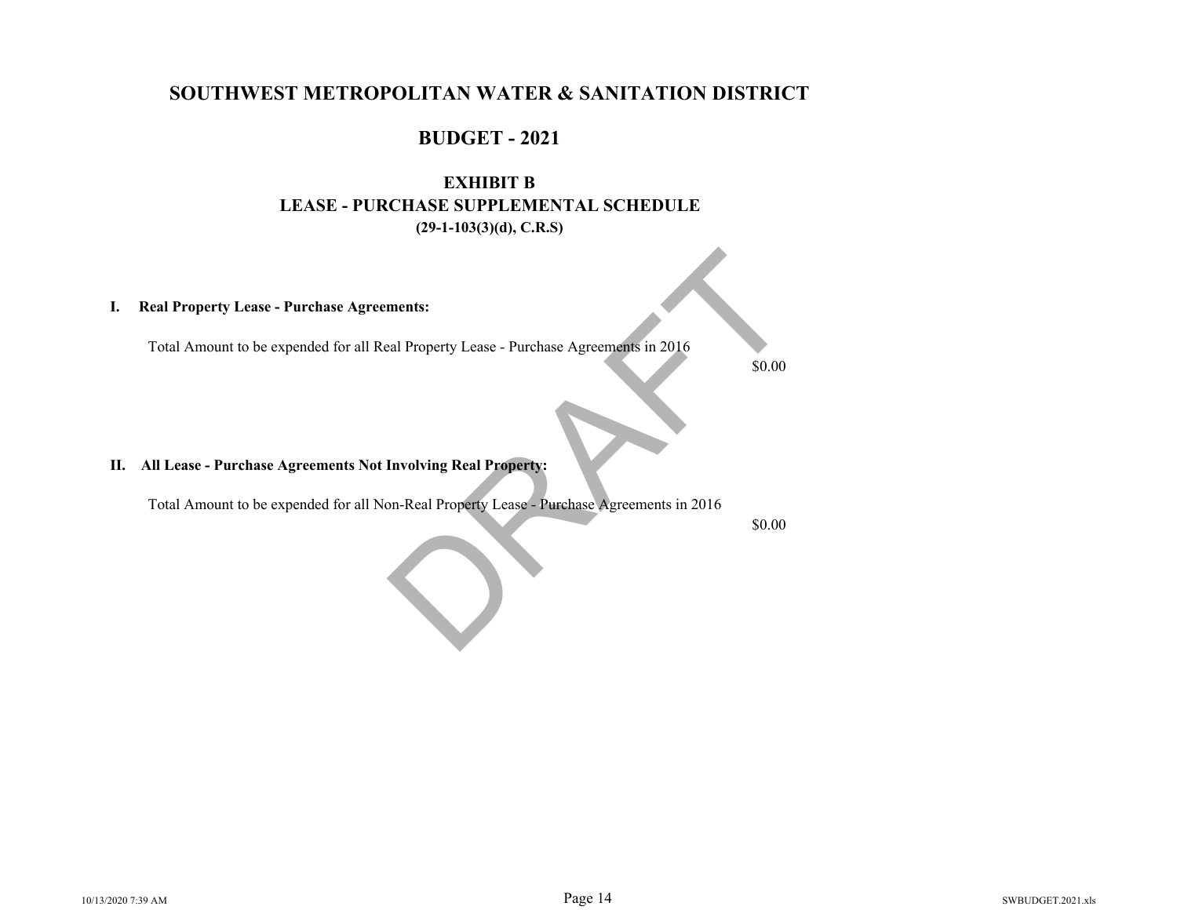# SOUTHWEST METROPOLITAN WATER & SANITATION DISTRICT

## BUDGET - 2021

### EXHIBIT B
### LEASE - PURCHASE SUPPLEMENTAL SCHEDULE
**(29-1-103(3)(d), C.R.S)**

DRAFT

**I. Real Property Lease - Purchase Agreements:**

Total Amount to be expended for all Real Property Lease - Purchase Agreements in 2016

$0.00

**II. All Lease - Purchase Agreements Not Involving Real Property:**

Total Amount to be expended for all Non-Real Property Lease - Purchase Agreements in 2016

$0.00

10/13/2020 7:39 AM SWBUDGET.2021.xls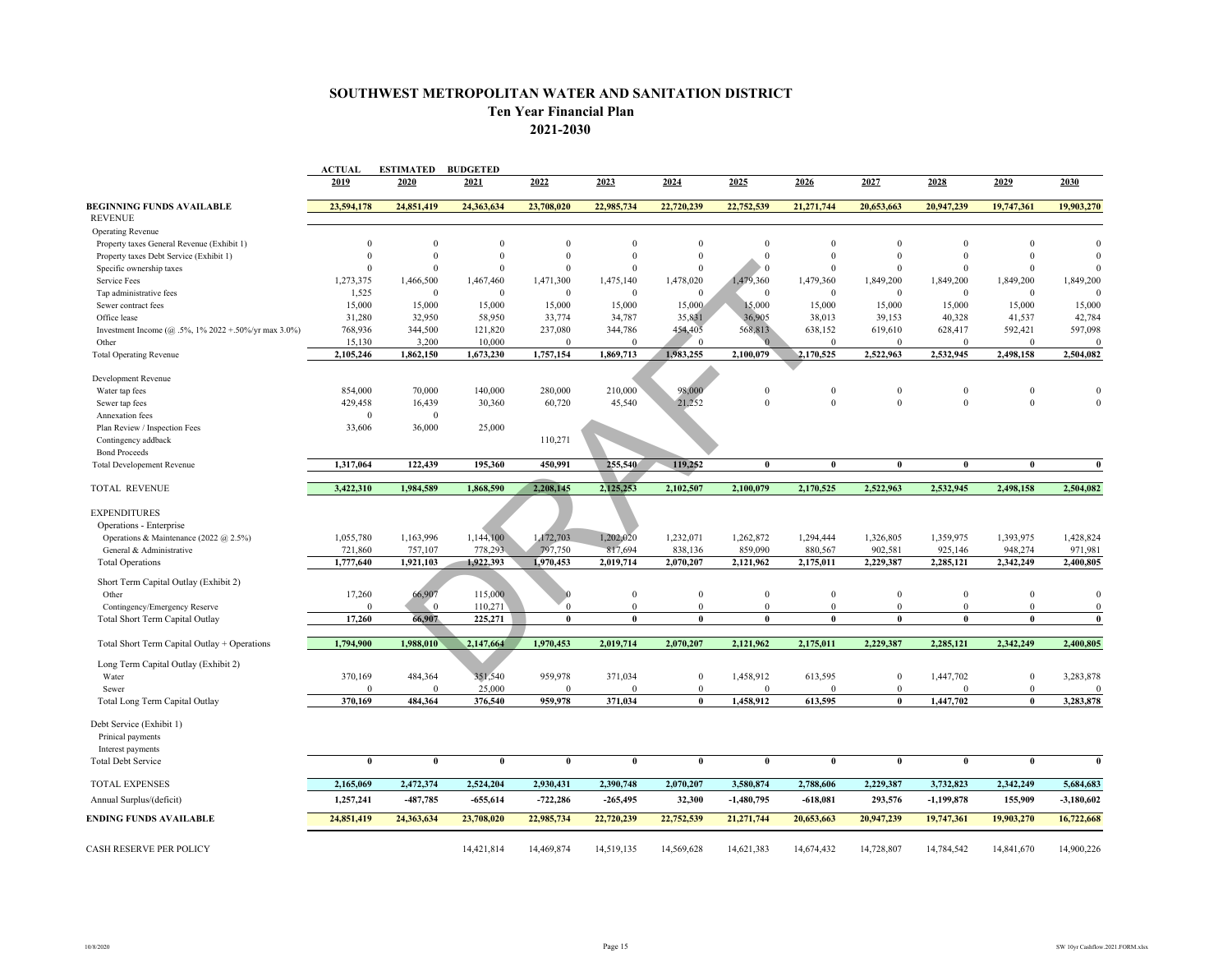# SOUTHWEST METROPOLITAN WATER AND SANITATION DISTRICT

## Ten Year Financial Plan

## 2021-2030

DRAFT

| | ACTUAL 2019 | ESTIMATED 2020 | BUDGETED 2021 | 2022 | 2023 | 2024 | 2025 | 2026 | 2027 | 2028 | 2029 | 2030 |
|---|---|---|---|---|---|---|---|---|---|---|---|---|
| **BEGINNING FUNDS AVAILABLE** | **23,594,178** | **24,851,419** | **24,363,634** | **23,708,020** | **22,985,734** | **22,720,239** | **22,752,539** | **21,271,744** | **20,653,663** | **20,947,239** | **19,747,361** | **19,903,270** |
| REVENUE | | | | | | | | | | | | |
| Operating Revenue | | | | | | | | | | | | |
| Property taxes General Revenue (Exhibit 1) | 0 | 0 | 0 | 0 | 0 | 0 | 0 | 0 | 0 | 0 | 0 | 0 |
| Property taxes Debt Service (Exhibit 1) | 0 | 0 | 0 | 0 | 0 | 0 | 0 | 0 | 0 | 0 | 0 | 0 |
| Specific ownership taxes | 0 | 0 | 0 | 0 | 0 | 0 | 0 | 0 | 0 | 0 | 0 | 0 |
| Service Fees | 1,273,375 | 1,466,500 | 1,467,460 | 1,471,300 | 1,475,140 | 1,478,020 | 1,479,360 | 1,479,360 | 1,849,200 | 1,849,200 | 1,849,200 | 1,849,200 |
| Tap administrative fees | 1,525 | 0 | 0 | 0 | 0 | 0 | 0 | 0 | 0 | 0 | 0 | 0 |
| Sewer contract fees | 15,000 | 15,000 | 15,000 | 15,000 | 15,000 | 15,000 | 15,000 | 15,000 | 15,000 | 15,000 | 15,000 | 15,000 |
| Office lease | 31,280 | 32,950 | 58,950 | 33,774 | 34,787 | 35,831 | 36,905 | 38,013 | 39,153 | 40,328 | 41,537 | 42,784 |
| Investment Income (@ .5%, 1% 2022 +.50%/yr max 3.0%) | 768,936 | 344,500 | 121,820 | 237,080 | 344,786 | 454,405 | 568,813 | 638,152 | 619,610 | 628,417 | 592,421 | 597,098 |
| Other | 15,130 | 3,200 | 10,000 | 0 | 0 | 0 | 0 | 0 | 0 | 0 | 0 | 0 |
| Total Operating Revenue | **2,105,246** | **1,862,150** | **1,673,230** | **1,757,154** | **1,869,713** | **1,983,255** | **2,100,079** | **2,170,525** | **2,522,963** | **2,532,945** | **2,498,158** | **2,504,082** |
| Development Revenue | | | | | | | | | | | | |
| Water tap fees | 854,000 | 70,000 | 140,000 | 280,000 | 210,000 | 98,000 | 0 | 0 | 0 | 0 | 0 | 0 |
| Sewer tap fees | 429,458 | 16,439 | 30,360 | 60,720 | 45,540 | 21,252 | 0 | 0 | 0 | 0 | 0 | 0 |
| Annexation fees | 0 | 0 | | | | | | | | | | |
| Plan Review / Inspection Fees | 33,606 | 36,000 | 25,000 | | | | | | | | | |
| Contingency addback | | | | 110,271 | | | | | | | | |
| Bond Proceeds | | | | | | | | | | | | |
| Total Developement Revenue | **1,317,064** | **122,439** | **195,360** | **450,991** | **255,540** | **119,252** | **0** | **0** | **0** | **0** | **0** | **0** |
| TOTAL REVENUE | **3,422,310** | **1,984,589** | **1,868,590** | **2,208,145** | **2,125,253** | **2,102,507** | **2,100,079** | **2,170,525** | **2,522,963** | **2,532,945** | **2,498,158** | **2,504,082** |
| EXPENDITURES | | | | | | | | | | | | |
| Operations - Enterprise | | | | | | | | | | | | |
| Operations & Maintenance (2022 @ 2.5%) | 1,055,780 | 1,163,996 | 1,144,100 | 1,172,703 | 1,202,020 | 1,232,071 | 1,262,872 | 1,294,444 | 1,326,805 | 1,359,975 | 1,393,975 | 1,428,824 |
| General & Administrative | 721,860 | 757,107 | 778,293 | 797,750 | 817,694 | 838,136 | 859,090 | 880,567 | 902,581 | 925,146 | 948,274 | 971,981 |
| Total Operations | **1,777,640** | **1,921,103** | **1,922,393** | **1,970,453** | **2,019,714** | **2,070,207** | **2,121,962** | **2,175,011** | **2,229,387** | **2,285,121** | **2,342,249** | **2,400,805** |
| Short Term Capital Outlay (Exhibit 2) | | | | | | | | | | | | |
| Other | 17,260 | 66,907 | 115,000 | 0 | 0 | 0 | 0 | 0 | 0 | 0 | 0 | 0 |
| Contingency/Emergency Reserve | 0 | 0 | 110,271 | 0 | 0 | 0 | 0 | 0 | 0 | 0 | 0 | 0 |
| Total Short Term Capital Outlay | **17,260** | **66,907** | **225,271** | **0** | **0** | **0** | **0** | **0** | **0** | **0** | **0** | **0** |
| Total Short Term Capital Outlay + Operations | **1,794,900** | **1,988,010** | **2,147,664** | **1,970,453** | **2,019,714** | **2,070,207** | **2,121,962** | **2,175,011** | **2,229,387** | **2,285,121** | **2,342,249** | **2,400,805** |
| Long Term Capital Outlay (Exhibit 2) | | | | | | | | | | | | |
| Water | 370,169 | 484,364 | 351,540 | 959,978 | 371,034 | 0 | 1,458,912 | 613,595 | 0 | 1,447,702 | 0 | 3,283,878 |
| Sewer | 0 | 0 | 25,000 | 0 | 0 | 0 | 0 | 0 | 0 | 0 | 0 | 0 |
| Total Long Term Capital Outlay | **370,169** | **484,364** | **376,540** | **959,978** | **371,034** | **0** | **1,458,912** | **613,595** | **0** | **1,447,702** | **0** | **3,283,878** |
| Debt Service (Exhibit 1) | | | | | | | | | | | | |
| Prinical payments | | | | | | | | | | | | |
| Interest payments | | | | | | | | | | | | |
| Total Debt Service | **0** | **0** | **0** | **0** | **0** | **0** | **0** | **0** | **0** | **0** | **0** | **0** |
| TOTAL EXPENSES | **2,165,069** | **2,472,374** | **2,524,204** | **2,930,431** | **2,390,748** | **2,070,207** | **3,580,874** | **2,788,606** | **2,229,387** | **3,732,823** | **2,342,249** | **5,684,683** |
| Annual Surplus/(deficit) | **1,257,241** | **-487,785** | **-655,614** | **-722,286** | **-265,495** | **32,300** | **-1,480,795** | **-618,081** | **293,576** | **-1,199,878** | **155,909** | **-3,180,602** |
| **ENDING FUNDS AVAILABLE** | **24,851,419** | **24,363,634** | **23,708,020** | **22,985,734** | **22,720,239** | **22,752,539** | **21,271,744** | **20,653,663** | **20,947,239** | **19,747,361** | **19,903,270** | **16,722,668** |
| CASH RESERVE PER POLICY | | | 14,421,814 | 14,469,874 | 14,519,135 | 14,569,628 | 14,621,383 | 14,674,432 | 14,728,807 | 14,784,542 | 14,841,670 | 14,900,226 |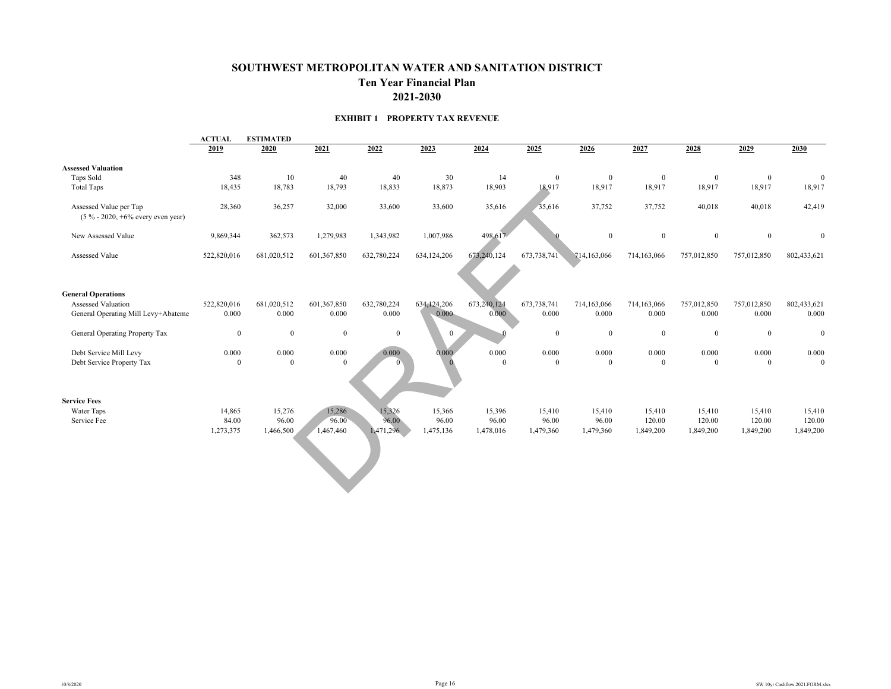# SOUTHWEST METROPOLITAN WATER AND SANITATION DISTRICT

## Ten Year Financial Plan

## 2021-2030

### EXHIBIT 1 PROPERTY TAX REVENUE

DRAFT

| | ACTUAL 2019 | ESTIMATED 2020 | 2021 | 2022 | 2023 | 2024 | 2025 | 2026 | 2027 | 2028 | 2029 | 2030 |
|---|---|---|---|---|---|---|---|---|---|---|---|---|
| **Assessed Valuation** | | | | | | | | | | | | |
| Taps Sold | 348 | 10 | 40 | 40 | 30 | 14 | 0 | 0 | 0 | 0 | 0 | 0 |
| Total Taps | 18,435 | 18,783 | 18,793 | 18,833 | 18,873 | 18,903 | 18,917 | 18,917 | 18,917 | 18,917 | 18,917 | 18,917 |
| Assessed Value per Tap (5 % - 2020, +6% every even year) | 28,360 | 36,257 | 32,000 | 33,600 | 33,600 | 35,616 | 35,616 | 37,752 | 37,752 | 40,018 | 40,018 | 42,419 |
| New Assessed Value | 9,869,344 | 362,573 | 1,279,983 | 1,343,982 | 1,007,986 | 498,617 | 0 | 0 | 0 | 0 | 0 | 0 |
| Assessed Value | 522,820,016 | 681,020,512 | 601,367,850 | 632,780,224 | 634,124,206 | 673,240,124 | 673,738,741 | 714,163,066 | 714,163,066 | 757,012,850 | 757,012,850 | 802,433,621 |
| **General Operations** | | | | | | | | | | | | |
| Assessed Valuation | 522,820,016 | 681,020,512 | 601,367,850 | 632,780,224 | 634,124,206 | 673,240,124 | 673,738,741 | 714,163,066 | 714,163,066 | 757,012,850 | 757,012,850 | 802,433,621 |
| General Operating Mill Levy+Abateme | 0.000 | 0.000 | 0.000 | 0.000 | 0.000 | 0.000 | 0.000 | 0.000 | 0.000 | 0.000 | 0.000 | 0.000 |
| General Operating Property Tax | 0 | 0 | 0 | 0 | 0 | 0 | 0 | 0 | 0 | 0 | 0 | 0 |
| Debt Service Mill Levy | 0.000 | 0.000 | 0.000 | 0.000 | 0.000 | 0.000 | 0.000 | 0.000 | 0.000 | 0.000 | 0.000 | 0.000 |
| Debt Service Property Tax | 0 | 0 | 0 | 0 | 0 | 0 | 0 | 0 | 0 | 0 | 0 | 0 |
| **Service Fees** | | | | | | | | | | | | |
| Water Taps | 14,865 | 15,276 | 15,286 | 15,326 | 15,366 | 15,396 | 15,410 | 15,410 | 15,410 | 15,410 | 15,410 | 15,410 |
| Service Fee | 84.00 | 96.00 | 96.00 | 96.00 | 96.00 | 96.00 | 96.00 | 96.00 | 120.00 | 120.00 | 120.00 | 120.00 |
| | 1,273,375 | 1,466,500 | 1,467,460 | 1,471,296 | 1,475,136 | 1,478,016 | 1,479,360 | 1,479,360 | 1,849,200 | 1,849,200 | 1,849,200 | 1,849,200 |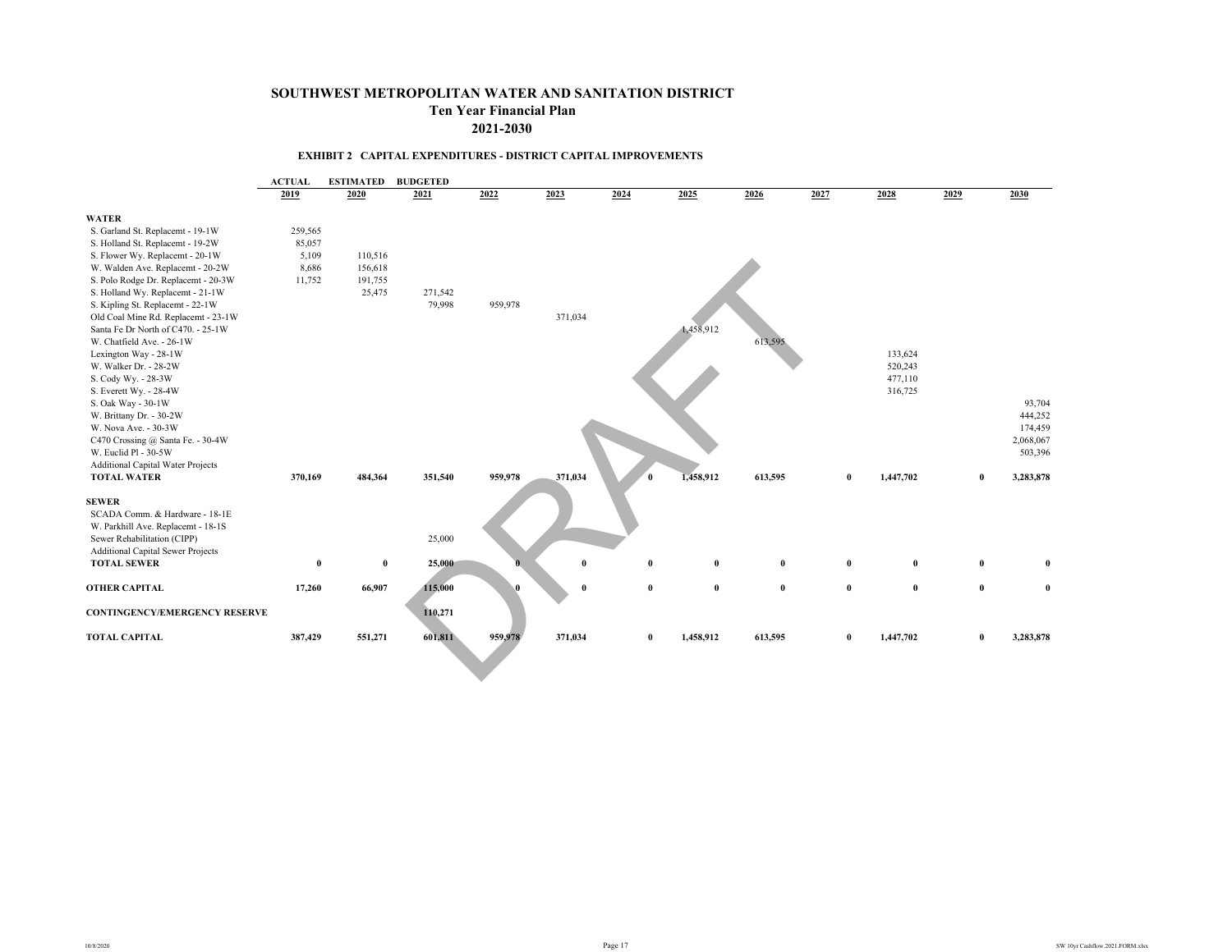# SOUTHWEST METROPOLITAN WATER AND SANITATION DISTRICT

## Ten Year Financial Plan

## 2021-2030

### EXHIBIT 2 CAPITAL EXPENDITURES - DISTRICT CAPITAL IMPROVEMENTS

| | ACTUAL 2019 | ESTIMATED 2020 | BUDGETED 2021 | 2022 | 2023 | 2024 | 2025 | 2026 | 2027 | 2028 | 2029 | 2030 |
|---|---|---|---|---|---|---|---|---|---|---|---|---|
| **WATER** | | | | | | | | | | | | |
| S. Garland St. Replacemt - 19-1W | 259,565 | | | | | | | | | | | |
| S. Holland St. Replacemt - 19-2W | 85,057 | | | | | | | | | | | |
| S. Flower Wy. Replacemt - 20-1W | 5,109 | 110,516 | | | | | | | | | | |
| W. Walden Ave. Replacemt - 20-2W | 8,686 | 156,618 | | | | | | | | | | |
| S. Polo Rodge Dr. Replacemt - 20-3W | 11,752 | 191,755 | | | | | | | | | | |
| S. Holland Wy. Replacemt - 21-1W | | 25,475 | 271,542 | | | | | | | | | |
| S. Kipling St. Replacemt - 22-1W | | | 79,998 | 959,978 | | | | | | | | |
| Old Coal Mine Rd. Replacemt - 23-1W | | | | | 371,034 | | | | | | | |
| Santa Fe Dr North of C470. - 25-1W | | | | | | | 1,458,912 | | | | | |
| W. Chatfield Ave. - 26-1W | | | | | | | | 613,595 | | | | |
| Lexington Way - 28-1W | | | | | | | | | | 133,624 | | |
| W. Walker Dr. - 28-2W | | | | | | | | | | 520,243 | | |
| S. Cody Wy. - 28-3W | | | | | | | | | | 477,110 | | |
| S. Everett Wy. - 28-4W | | | | | | | | | | 316,725 | | |
| S. Oak Way - 30-1W | | | | | | | | | | | | 93,704 |
| W. Brittany Dr. - 30-2W | | | | | | | | | | | | 444,252 |
| W. Nova Ave. - 30-3W | | | | | | | | | | | | 174,459 |
| C470 Crossing @ Santa Fe. - 30-4W | | | | | | | | | | | | 2,068,067 |
| W. Euclid Pl - 30-5W | | | | | | | | | | | | 503,396 |
| Additional Capital Water Projects | | | | | | | | | | | | |
| **TOTAL WATER** | **370,169** | **484,364** | **351,540** | **959,978** | **371,034** | **0** | **1,458,912** | **613,595** | **0** | **1,447,702** | **0** | **3,283,878** |
| **SEWER** | | | | | | | | | | | | |
| SCADA Comm. & Hardware - 18-1E | | | | | | | | | | | | |
| W. Parkhill Ave. Replacemt - 18-1S | | | | | | | | | | | | |
| Sewer Rehabilitation (CIPP) | | | 25,000 | | | | | | | | | |
| Additional Capital Sewer Projects | | | | | | | | | | | | |
| **TOTAL SEWER** | **0** | **0** | **25,000** | **0** | **0** | **0** | **0** | **0** | **0** | **0** | **0** | **0** |
| **OTHER CAPITAL** | **17,260** | **66,907** | **115,000** | **0** | **0** | **0** | **0** | **0** | **0** | **0** | **0** | **0** |
| **CONTINGENCY/EMERGENCY RESERVE** | | | **110,271** | | | | | | | | | |
| **TOTAL CAPITAL** | **387,429** | **551,271** | **601,811** | **959,978** | **371,034** | **0** | **1,458,912** | **613,595** | **0** | **1,447,702** | **0** | **3,283,878** |

DRAFT